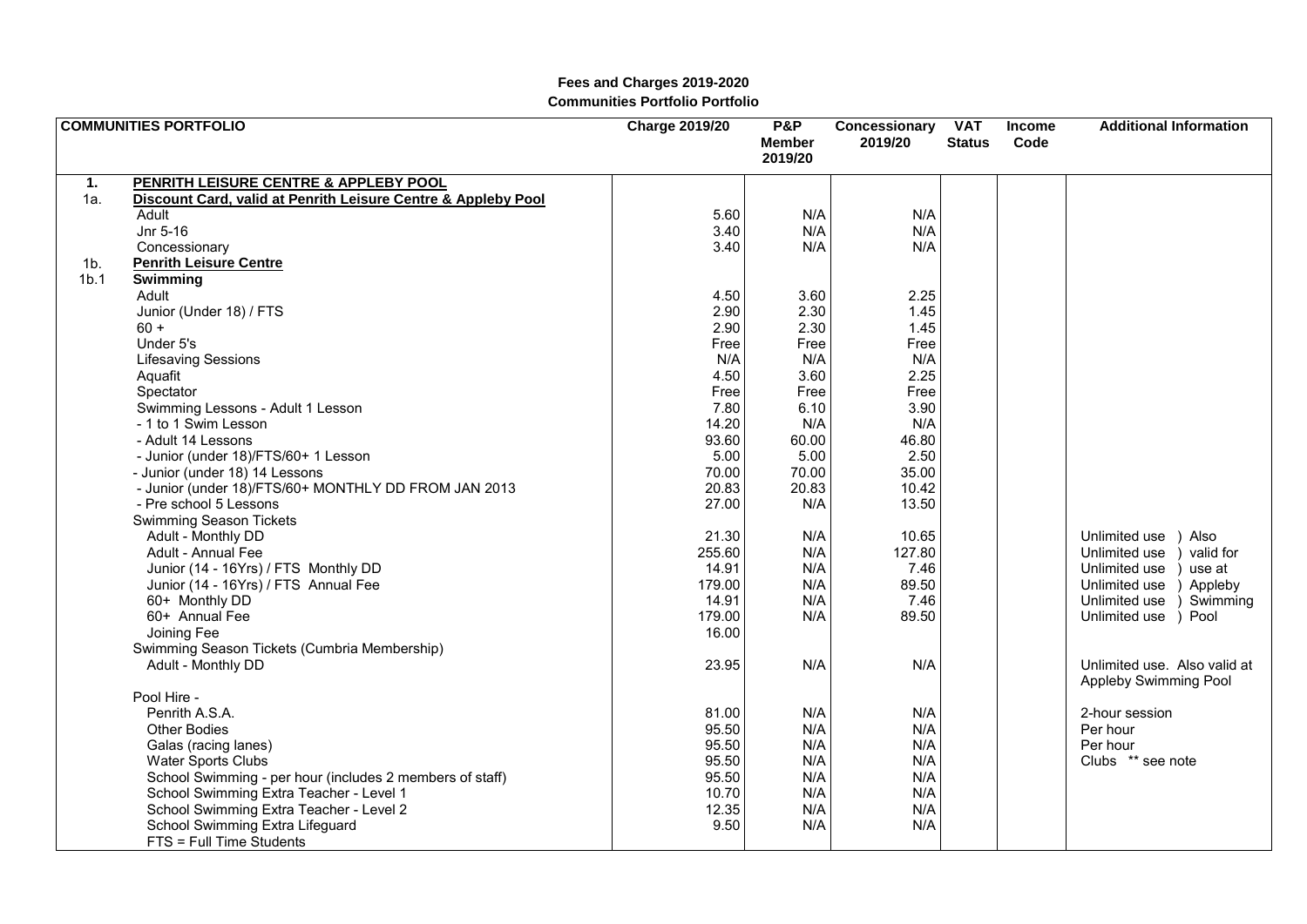**Fees and Charges 2019-2020**
**Communities Portfolio Portfolio**

| | COMMUNITIES PORTFOLIO | Charge 2019/20 | P&P Member 2019/20 | Concessionary 2019/20 | VAT Status | Income Code | Additional Information |
|---|---|---|---|---|---|---|---|
| 1. | **PENRITH LEISURE CENTRE & APPLEBY POOL** | | | | | | |
| 1a. | **Discount Card, valid at Penrith Leisure Centre & Appleby Pool** | | | | | | |
| | Adult | 5.60 | N/A | N/A | | | |
| | Jnr 5-16 | 3.40 | N/A | N/A | | | |
| | Concessionary | 3.40 | N/A | N/A | | | |
| 1b. | **Penrith Leisure Centre** | | | | | | |
| 1b.1 | **Swimming** | | | | | | |
| | Adult | 4.50 | 3.60 | 2.25 | | | |
| | Junior (Under 18) / FTS | 2.90 | 2.30 | 1.45 | | | |
| | 60 + | 2.90 | 2.30 | 1.45 | | | |
| | Under 5's | Free | Free | Free | | | |
| | Lifesaving Sessions | N/A | N/A | N/A | | | |
| | Aquafit | 4.50 | 3.60 | 2.25 | | | |
| | Spectator | Free | Free | Free | | | |
| | Swimming Lessons - Adult 1 Lesson | 7.80 | 6.10 | 3.90 | | | |
| | - 1 to 1 Swim Lesson | 14.20 | N/A | N/A | | | |
| | - Adult 14 Lessons | 93.60 | 60.00 | 46.80 | | | |
| | - Junior (under 18)/FTS/60+ 1 Lesson | 5.00 | 5.00 | 2.50 | | | |
| | - Junior (under 18) 14 Lessons | 70.00 | 70.00 | 35.00 | | | |
| | - Junior (under 18)/FTS/60+ MONTHLY DD FROM JAN 2013 | 20.83 | 20.83 | 10.42 | | | |
| | - Pre school 5 Lessons | 27.00 | N/A | 13.50 | | | |
| | Swimming Season Tickets | | | | | | |
| | Adult - Monthly DD | 21.30 | N/A | 10.65 | | | Unlimited use ) Also |
| | Adult - Annual Fee | 255.60 | N/A | 127.80 | | | Unlimited use ) valid for |
| | Junior (14 - 16Yrs) / FTS Monthly DD | 14.91 | N/A | 7.46 | | | Unlimited use ) use at |
| | Junior (14 - 16Yrs) / FTS Annual Fee | 179.00 | N/A | 89.50 | | | Unlimited use ) Appleby |
| | 60+ Monthly DD | 14.91 | N/A | 7.46 | | | Unlimited use ) Swimming |
| | 60+ Annual Fee | 179.00 | N/A | 89.50 | | | Unlimited use ) Pool |
| | Joining Fee | 16.00 | | | | | |
| | Swimming Season Tickets (Cumbria Membership) | | | | | | |
| | Adult - Monthly DD | 23.95 | N/A | N/A | | | Unlimited use. Also valid at Appleby Swimming Pool |
| | Pool Hire - | | | | | | |
| | Penrith A.S.A. | 81.00 | N/A | N/A | | | 2-hour session |
| | Other Bodies | 95.50 | N/A | N/A | | | Per hour |
| | Galas (racing lanes) | 95.50 | N/A | N/A | | | Per hour |
| | Water Sports Clubs | 95.50 | N/A | N/A | | | Clubs ** see note |
| | School Swimming - per hour (includes 2 members of staff) | 95.50 | N/A | N/A | | | |
| | School Swimming Extra Teacher - Level 1 | 10.70 | N/A | N/A | | | |
| | School Swimming Extra Teacher - Level 2 | 12.35 | N/A | N/A | | | |
| | School Swimming Extra Lifeguard | 9.50 | N/A | N/A | | | |
| | FTS = Full Time Students | | | | | | |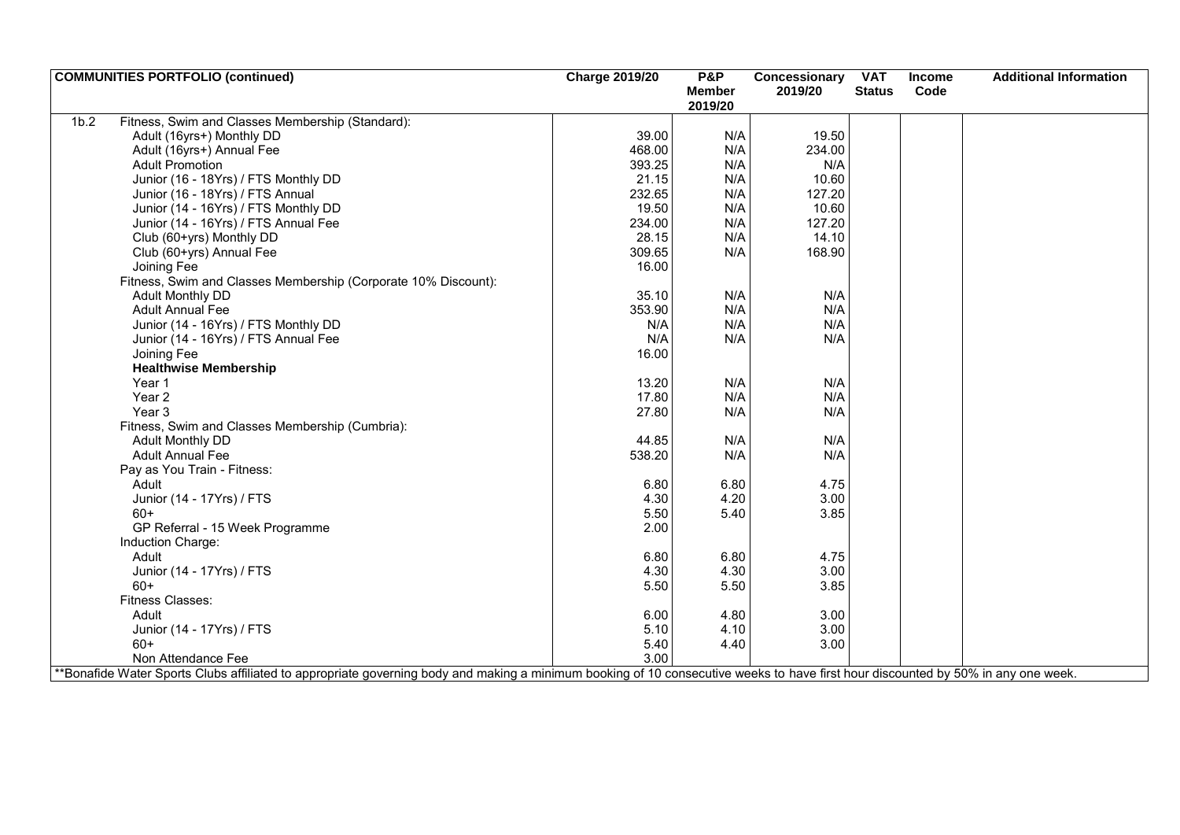| COMMUNITIES PORTFOLIO (continued) | | Charge 2019/20 | P&P Member 2019/20 | Concessionary 2019/20 | VAT Status | Income Code | Additional Information |
|---|---|---|---|---|---|---|---|
| 1b.2 | Fitness, Swim and Classes Membership (Standard): | | | | | | |
| | Adult (16yrs+) Monthly DD | 39.00 | N/A | 19.50 | | | |
| | Adult (16yrs+) Annual Fee | 468.00 | N/A | 234.00 | | | |
| | Adult Promotion | 393.25 | N/A | N/A | | | |
| | Junior (16 - 18Yrs) / FTS Monthly DD | 21.15 | N/A | 10.60 | | | |
| | Junior (16 - 18Yrs) / FTS Annual | 232.65 | N/A | 127.20 | | | |
| | Junior (14 - 16Yrs) / FTS Monthly DD | 19.50 | N/A | 10.60 | | | |
| | Junior (14 - 16Yrs) / FTS Annual Fee | 234.00 | N/A | 127.20 | | | |
| | Club (60+yrs) Monthly DD | 28.15 | N/A | 14.10 | | | |
| | Club (60+yrs) Annual Fee | 309.65 | N/A | 168.90 | | | |
| | Joining Fee | 16.00 | | | | | |
| | Fitness, Swim and Classes Membership (Corporate 10% Discount): | | | | | | |
| | Adult Monthly DD | 35.10 | N/A | N/A | | | |
| | Adult Annual Fee | 353.90 | N/A | N/A | | | |
| | Junior (14 - 16Yrs) / FTS Monthly DD | N/A | N/A | N/A | | | |
| | Junior (14 - 16Yrs) / FTS Annual Fee | N/A | N/A | N/A | | | |
| | Joining Fee | 16.00 | | | | | |
| | **Healthwise Membership** | | | | | | |
| | Year 1 | 13.20 | N/A | N/A | | | |
| | Year 2 | 17.80 | N/A | N/A | | | |
| | Year 3 | 27.80 | N/A | N/A | | | |
| | Fitness, Swim and Classes Membership (Cumbria): | | | | | | |
| | Adult Monthly DD | 44.85 | N/A | N/A | | | |
| | Adult Annual Fee | 538.20 | N/A | N/A | | | |
| | Pay as You Train - Fitness: | | | | | | |
| | Adult | 6.80 | 6.80 | 4.75 | | | |
| | Junior (14 - 17Yrs) / FTS | 4.30 | 4.20 | 3.00 | | | |
| | 60+ | 5.50 | 5.40 | 3.85 | | | |
| | GP Referral - 15 Week Programme | 2.00 | | | | | |
| | Induction Charge: | | | | | | |
| | Adult | 6.80 | 6.80 | 4.75 | | | |
| | Junior (14 - 17Yrs) / FTS | 4.30 | 4.30 | 3.00 | | | |
| | 60+ | 5.50 | 5.50 | 3.85 | | | |
| | Fitness Classes: | | | | | | |
| | Adult | 6.00 | 4.80 | 3.00 | | | |
| | Junior (14 - 17Yrs) / FTS | 5.10 | 4.10 | 3.00 | | | |
| | 60+ | 5.40 | 4.40 | 3.00 | | | |
| | Non Attendance Fee | 3.00 | | | | | |

**Bonafide Water Sports Clubs affiliated to appropriate governing body and making a minimum booking of 10 consecutive weeks to have first hour discounted by 50% in any one week.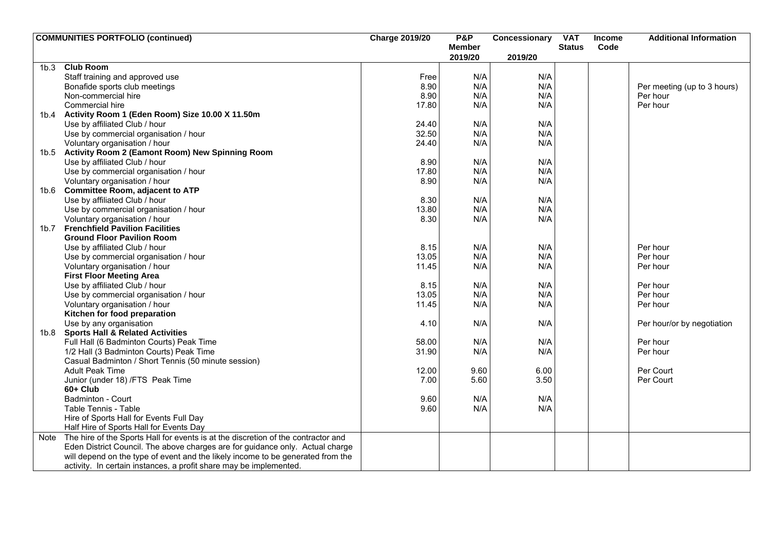| COMMUNITIES PORTFOLIO (continued) | | Charge 2019/20 | P&P Member 2019/20 | Concessionary 2019/20 | VAT Status | Income Code | Additional Information |
|---|---|---|---|---|---|---|---|
| 1b.3 | **Club Room** | | | | | | |
| | Staff training and approved use | Free | N/A | N/A | | | |
| | Bonafide sports club meetings | 8.90 | N/A | N/A | | | Per meeting (up to 3 hours) |
| | Non-commercial hire | 8.90 | N/A | N/A | | | Per hour |
| | Commercial hire | 17.80 | N/A | N/A | | | Per hour |
| 1b.4 | **Activity Room 1 (Eden Room) Size 10.00 X 11.50m** | | | | | | |
| | Use by affiliated Club / hour | 24.40 | N/A | N/A | | | |
| | Use by commercial organisation / hour | 32.50 | N/A | N/A | | | |
| | Voluntary organisation / hour | 24.40 | N/A | N/A | | | |
| 1b.5 | **Activity Room 2 (Eamont Room) New Spinning Room** | | | | | | |
| | Use by affiliated Club / hour | 8.90 | N/A | N/A | | | |
| | Use by commercial organisation / hour | 17.80 | N/A | N/A | | | |
| | Voluntary organisation / hour | 8.90 | N/A | N/A | | | |
| 1b.6 | **Committee Room, adjacent to ATP** | | | | | | |
| | Use by affiliated Club / hour | 8.30 | N/A | N/A | | | |
| | Use by commercial organisation / hour | 13.80 | N/A | N/A | | | |
| | Voluntary organisation / hour | 8.30 | N/A | N/A | | | |
| 1b.7 | **Frenchfield Pavilion Facilities** | | | | | | |
| | **Ground Floor Pavilion Room** | | | | | | |
| | Use by affiliated Club / hour | 8.15 | N/A | N/A | | | Per hour |
| | Use by commercial organisation / hour | 13.05 | N/A | N/A | | | Per hour |
| | Voluntary organisation / hour | 11.45 | N/A | N/A | | | Per hour |
| | **First Floor Meeting Area** | | | | | | |
| | Use by affiliated Club / hour | 8.15 | N/A | N/A | | | Per hour |
| | Use by commercial organisation / hour | 13.05 | N/A | N/A | | | Per hour |
| | Voluntary organisation / hour | 11.45 | N/A | N/A | | | Per hour |
| | **Kitchen for food preparation** | | | | | | |
| | Use by any organisation | 4.10 | N/A | N/A | | | Per hour/or by negotiation |
| 1b.8 | **Sports Hall & Related Activities** | | | | | | |
| | Full Hall (6 Badminton Courts) Peak Time | 58.00 | N/A | N/A | | | Per hour |
| | 1/2 Hall (3 Badminton Courts) Peak Time | 31.90 | N/A | N/A | | | Per hour |
| | Casual Badminton / Short Tennis (50 minute session) | | | | | | |
| | Adult Peak Time | 12.00 | 9.60 | 6.00 | | | Per Court |
| | Junior (under 18) /FTS Peak Time | 7.00 | 5.60 | 3.50 | | | Per Court |
| | **60+ Club** | | | | | | |
| | Badminton - Court | 9.60 | N/A | N/A | | | |
| | Table Tennis - Table | 9.60 | N/A | N/A | | | |
| | Hire of Sports Hall for Events Full Day | | | | | | |
| | Half Hire of Sports Hall for Events Day | | | | | | |
| Note | The hire of the Sports Hall for events is at the discretion of the contractor and Eden District Council. The above charges are for guidance only. Actual charge will depend on the type of event and the likely income to be generated from the activity. In certain instances, a profit share may be implemented. | | | | | | |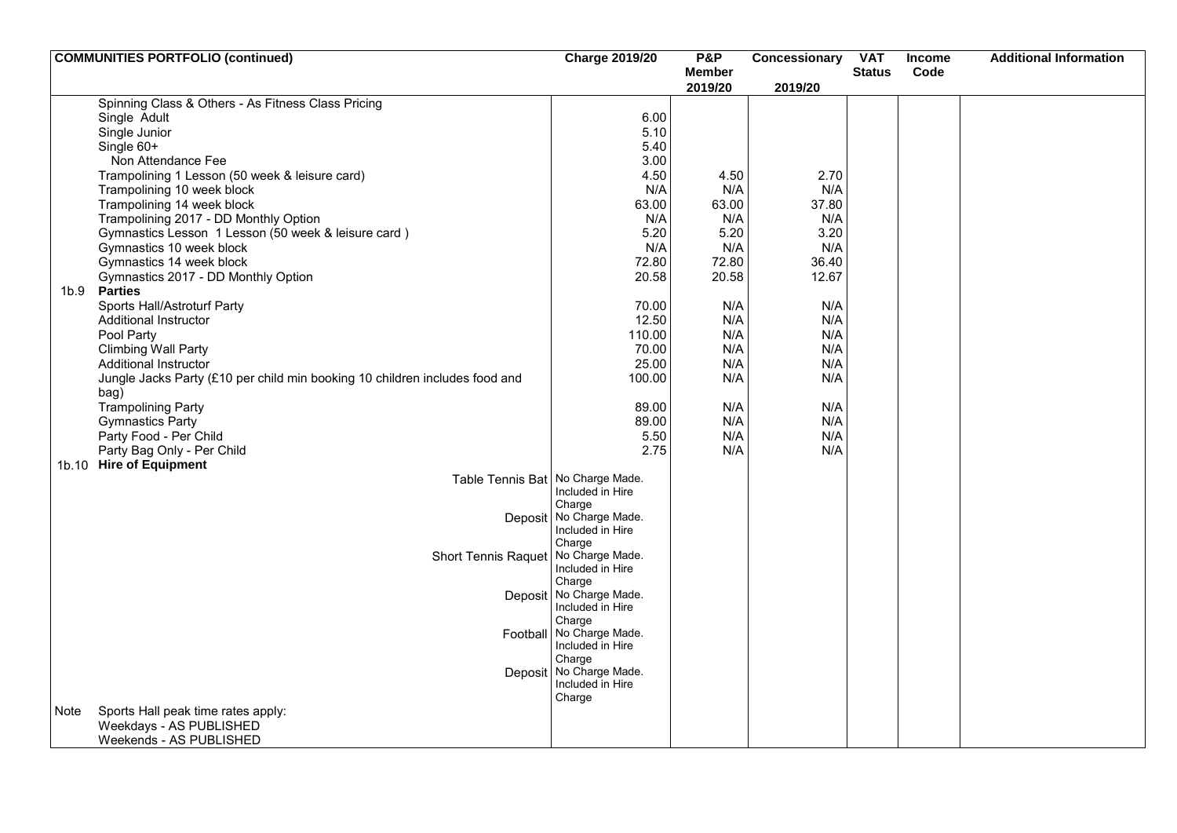| COMMUNITIES PORTFOLIO (continued) | | Charge 2019/20 | P&P Member 2019/20 | Concessionary 2019/20 | VAT Status | Income Code | Additional Information |
|---|---|---|---|---|---|---|---|
| | Spinning Class & Others - As Fitness Class Pricing | | | | | | |
| | Single Adult | 6.00 | | | | | |
| | Single Junior | 5.10 | | | | | |
| | Single 60+ | 5.40 | | | | | |
| | Non Attendance Fee | 3.00 | | | | | |
| | Trampolining 1 Lesson (50 week & leisure card) | 4.50 | 4.50 | 2.70 | | | |
| | Trampolining 10 week block | N/A | N/A | N/A | | | |
| | Trampolining 14 week block | 63.00 | 63.00 | 37.80 | | | |
| | Trampolining 2017 - DD Monthly Option | N/A | N/A | N/A | | | |
| | Gymnastics Lesson 1 Lesson (50 week & leisure card ) | 5.20 | 5.20 | 3.20 | | | |
| | Gymnastics 10 week block | N/A | N/A | N/A | | | |
| | Gymnastics 14 week block | 72.80 | 72.80 | 36.40 | | | |
| | Gymnastics 2017 - DD Monthly Option | 20.58 | 20.58 | 12.67 | | | |
| 1b.9 | **Parties** | | | | | | |
| | Sports Hall/Astroturf Party | 70.00 | N/A | N/A | | | |
| | Additional Instructor | 12.50 | N/A | N/A | | | |
| | Pool Party | 110.00 | N/A | N/A | | | |
| | Climbing Wall Party | 70.00 | N/A | N/A | | | |
| | Additional Instructor | 25.00 | N/A | N/A | | | |
| | Jungle Jacks Party (£10 per child min booking 10 children includes food and bag) | 100.00 | N/A | N/A | | | |
| | Trampolining Party | 89.00 | N/A | N/A | | | |
| | Gymnastics Party | 89.00 | N/A | N/A | | | |
| | Party Food - Per Child | 5.50 | N/A | N/A | | | |
| | Party Bag Only - Per Child | 2.75 | N/A | N/A | | | |
| 1b.10 | **Hire of Equipment** | | | | | | |
| | Table Tennis Bat | No Charge Made. Included in Hire Charge | | | | | |
| | Deposit | No Charge Made. Included in Hire Charge | | | | | |
| | Short Tennis Raquet | No Charge Made. Included in Hire Charge | | | | | |
| | Deposit | No Charge Made. Included in Hire Charge | | | | | |
| | Football | No Charge Made. Included in Hire Charge | | | | | |
| | Deposit | No Charge Made. Included in Hire Charge | | | | | |
| Note | Sports Hall peak time rates apply:<br>Weekdays - AS PUBLISHED<br>Weekends - AS PUBLISHED | | | | | | |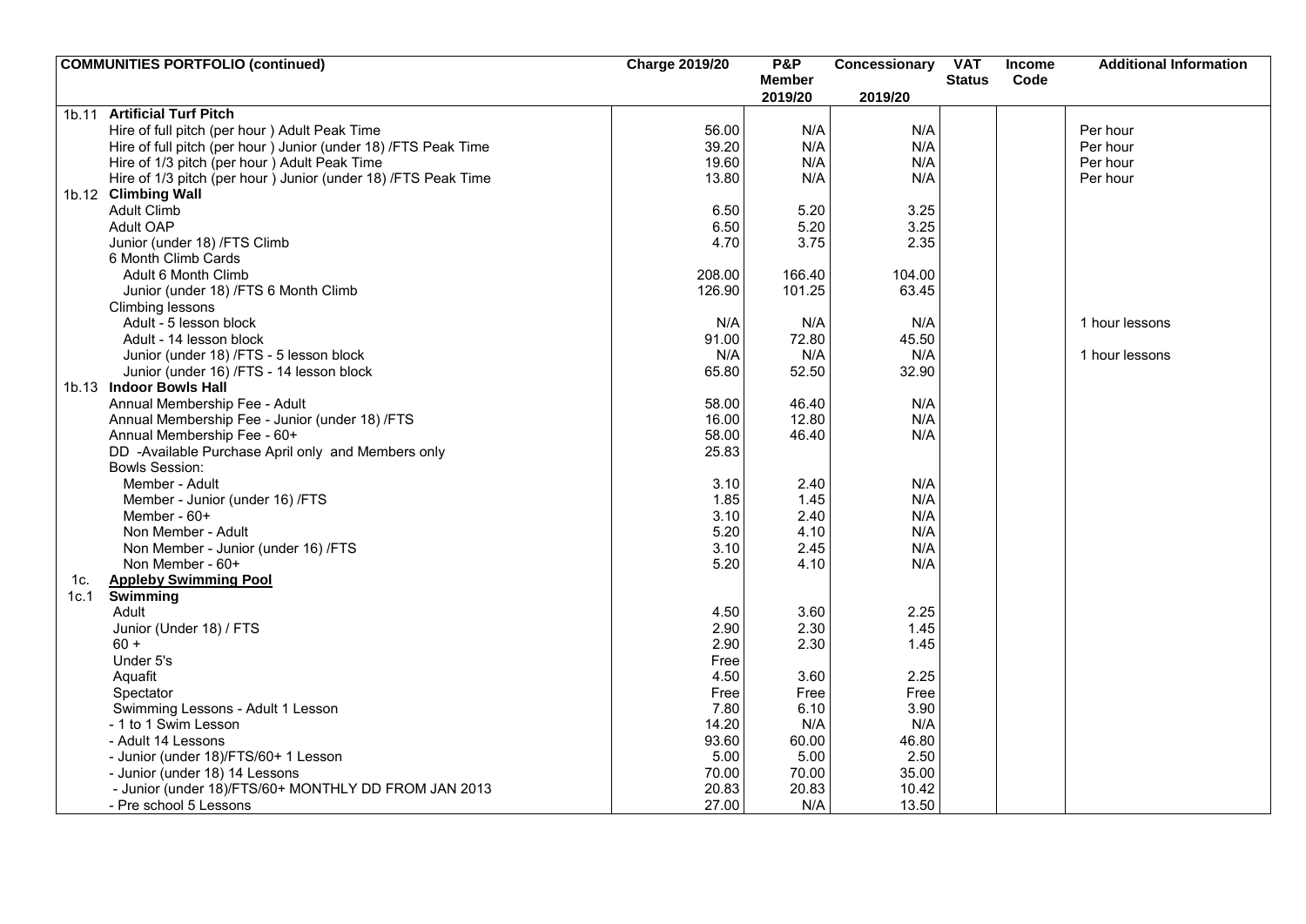| COMMUNITIES PORTFOLIO (continued) | | Charge 2019/20 | P&P Member 2019/20 | Concessionary 2019/20 | VAT Status | Income Code | Additional Information |
|---|---|---|---|---|---|---|---|
| 1b.11 | **Artificial Turf Pitch** | | | | | | |
| | Hire of full pitch (per hour ) Adult Peak Time | 56.00 | N/A | N/A | | | Per hour |
| | Hire of full pitch (per hour ) Junior (under 18) /FTS Peak Time | 39.20 | N/A | N/A | | | Per hour |
| | Hire of 1/3 pitch (per hour ) Adult Peak Time | 19.60 | N/A | N/A | | | Per hour |
| | Hire of 1/3 pitch (per hour ) Junior (under 18) /FTS Peak Time | 13.80 | N/A | N/A | | | Per hour |
| 1b.12 | **Climbing Wall** | | | | | | |
| | Adult Climb | 6.50 | 5.20 | 3.25 | | | |
| | Adult OAP | 6.50 | 5.20 | 3.25 | | | |
| | Junior (under 18) /FTS Climb | 4.70 | 3.75 | 2.35 | | | |
| | 6 Month Climb Cards | | | | | | |
| | Adult 6 Month Climb | 208.00 | 166.40 | 104.00 | | | |
| | Junior (under 18) /FTS 6 Month Climb | 126.90 | 101.25 | 63.45 | | | |
| | Climbing lessons | | | | | | |
| | Adult - 5 lesson block | N/A | N/A | N/A | | | 1 hour lessons |
| | Adult - 14 lesson block | 91.00 | 72.80 | 45.50 | | | |
| | Junior (under 18) /FTS - 5 lesson block | N/A | N/A | N/A | | | 1 hour lessons |
| | Junior (under 16) /FTS - 14 lesson block | 65.80 | 52.50 | 32.90 | | | |
| 1b.13 | **Indoor Bowls Hall** | | | | | | |
| | Annual Membership Fee - Adult | 58.00 | 46.40 | N/A | | | |
| | Annual Membership Fee - Junior (under 18) /FTS | 16.00 | 12.80 | N/A | | | |
| | Annual Membership Fee - 60+ | 58.00 | 46.40 | N/A | | | |
| | DD -Available Purchase April only and Members only | 25.83 | | | | | |
| | Bowls Session: | | | | | | |
| | Member - Adult | 3.10 | 2.40 | N/A | | | |
| | Member - Junior (under 16) /FTS | 1.85 | 1.45 | N/A | | | |
| | Member - 60+ | 3.10 | 2.40 | N/A | | | |
| | Non Member - Adult | 5.20 | 4.10 | N/A | | | |
| | Non Member - Junior (under 16) /FTS | 3.10 | 2.45 | N/A | | | |
| | Non Member - 60+ | 5.20 | 4.10 | N/A | | | |
| 1c. | **Appleby Swimming Pool** | | | | | | |
| 1c.1 | **Swimming** | | | | | | |
| | Adult | 4.50 | 3.60 | 2.25 | | | |
| | Junior (Under 18) / FTS | 2.90 | 2.30 | 1.45 | | | |
| | 60 + | 2.90 | 2.30 | 1.45 | | | |
| | Under 5's | Free | | | | | |
| | Aquafit | 4.50 | 3.60 | 2.25 | | | |
| | Spectator | Free | Free | Free | | | |
| | Swimming Lessons - Adult 1 Lesson | 7.80 | 6.10 | 3.90 | | | |
| | - 1 to 1 Swim Lesson | 14.20 | N/A | N/A | | | |
| | - Adult 14 Lessons | 93.60 | 60.00 | 46.80 | | | |
| | - Junior (under 18)/FTS/60+ 1 Lesson | 5.00 | 5.00 | 2.50 | | | |
| | - Junior (under 18) 14 Lessons | 70.00 | 70.00 | 35.00 | | | |
| | - Junior (under 18)/FTS/60+ MONTHLY DD FROM JAN 2013 | 20.83 | 20.83 | 10.42 | | | |
| | - Pre school 5 Lessons | 27.00 | N/A | 13.50 | | | |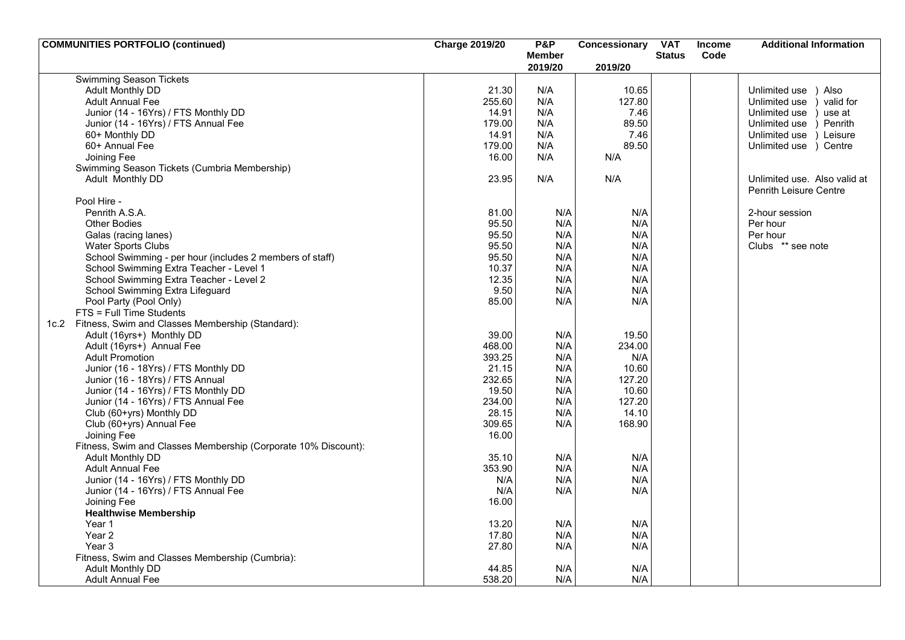| COMMUNITIES PORTFOLIO (continued) | Charge 2019/20 | P&P Member 2019/20 | Concessionary 2019/20 | VAT Status | Income Code | Additional Information |
|---|---|---|---|---|---|---|
| Swimming Season Tickets | | | | | | |
| Adult Monthly DD | 21.30 | N/A | 10.65 | | | Unlimited use ) Also |
| Adult Annual Fee | 255.60 | N/A | 127.80 | | | Unlimited use ) valid for |
| Junior (14 - 16Yrs) / FTS Monthly DD | 14.91 | N/A | 7.46 | | | Unlimited use ) use at |
| Junior (14 - 16Yrs) / FTS Annual Fee | 179.00 | N/A | 89.50 | | | Unlimited use ) Penrith |
| 60+ Monthly DD | 14.91 | N/A | 7.46 | | | Unlimited use ) Leisure |
| 60+ Annual Fee | 179.00 | N/A | 89.50 | | | Unlimited use ) Centre |
| Joining Fee | 16.00 | N/A | N/A | | | |
| Swimming Season Tickets (Cumbria Membership) | | | | | | |
| Adult Monthly DD | 23.95 | N/A | N/A | | | Unlimited use. Also valid at Penrith Leisure Centre |
| Pool Hire - | | | | | | |
| Penrith A.S.A. | 81.00 | N/A | N/A | | | 2-hour session |
| Other Bodies | 95.50 | N/A | N/A | | | Per hour |
| Galas (racing lanes) | 95.50 | N/A | N/A | | | Per hour |
| Water Sports Clubs | 95.50 | N/A | N/A | | | Clubs ** see note |
| School Swimming - per hour (includes 2 members of staff) | 95.50 | N/A | N/A | | | |
| School Swimming Extra Teacher - Level 1 | 10.37 | N/A | N/A | | | |
| School Swimming Extra Teacher - Level 2 | 12.35 | N/A | N/A | | | |
| School Swimming Extra Lifeguard | 9.50 | N/A | N/A | | | |
| Pool Party (Pool Only) | 85.00 | N/A | N/A | | | |
| FTS = Full Time Students | | | | | | |
| 1c.2 Fitness, Swim and Classes Membership (Standard): | | | | | | |
| Adult (16yrs+) Monthly DD | 39.00 | N/A | 19.50 | | | |
| Adult (16yrs+) Annual Fee | 468.00 | N/A | 234.00 | | | |
| Adult Promotion | 393.25 | N/A | N/A | | | |
| Junior (16 - 18Yrs) / FTS Monthly DD | 21.15 | N/A | 10.60 | | | |
| Junior (16 - 18Yrs) / FTS Annual | 232.65 | N/A | 127.20 | | | |
| Junior (14 - 16Yrs) / FTS Monthly DD | 19.50 | N/A | 10.60 | | | |
| Junior (14 - 16Yrs) / FTS Annual Fee | 234.00 | N/A | 127.20 | | | |
| Club (60+yrs) Monthly DD | 28.15 | N/A | 14.10 | | | |
| Club (60+yrs) Annual Fee | 309.65 | N/A | 168.90 | | | |
| Joining Fee | 16.00 | | | | | |
| Fitness, Swim and Classes Membership (Corporate 10% Discount): | | | | | | |
| Adult Monthly DD | 35.10 | N/A | N/A | | | |
| Adult Annual Fee | 353.90 | N/A | N/A | | | |
| Junior (14 - 16Yrs) / FTS Monthly DD | N/A | N/A | N/A | | | |
| Junior (14 - 16Yrs) / FTS Annual Fee | N/A | N/A | N/A | | | |
| Joining Fee | 16.00 | | | | | |
| **Healthwise Membership** | | | | | | |
| Year 1 | 13.20 | N/A | N/A | | | |
| Year 2 | 17.80 | N/A | N/A | | | |
| Year 3 | 27.80 | N/A | N/A | | | |
| Fitness, Swim and Classes Membership (Cumbria): | | | | | | |
| Adult Monthly DD | 44.85 | N/A | N/A | | | |
| Adult Annual Fee | 538.20 | N/A | N/A | | | |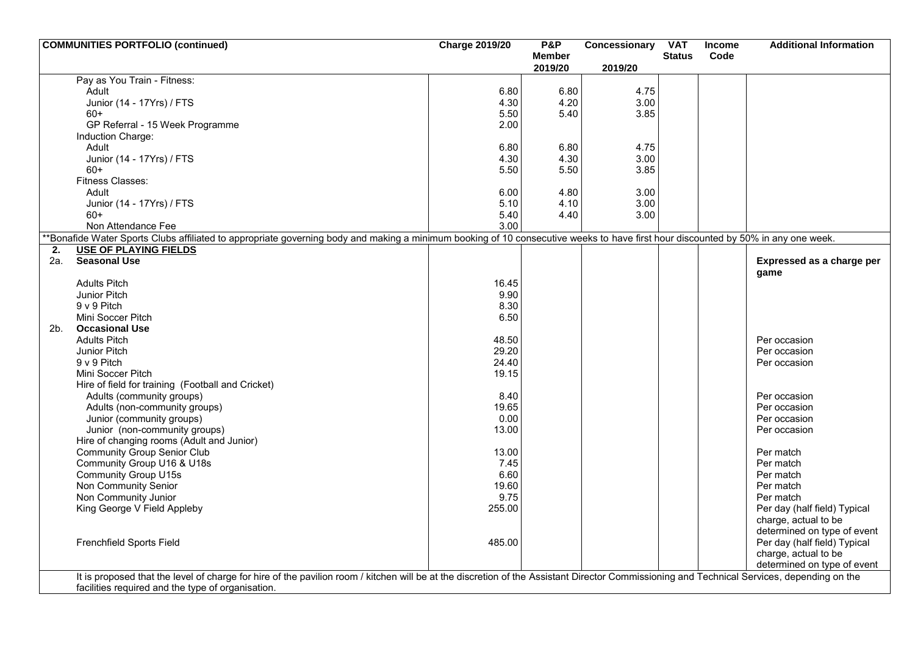| COMMUNITIES PORTFOLIO (continued) | Charge 2019/20 | P&P Member 2019/20 | Concessionary 2019/20 | VAT Status | Income Code | Additional Information |
|---|---|---|---|---|---|---|
| Pay as You Train - Fitness: | | | | | | |
| Adult | 6.80 | 6.80 | 4.75 | | | |
| Junior (14 - 17Yrs) / FTS | 4.30 | 4.20 | 3.00 | | | |
| 60+ | 5.50 | 5.40 | 3.85 | | | |
| GP Referral - 15 Week Programme | 2.00 | | | | | |
| Induction Charge: | | | | | | |
| Adult | 6.80 | 6.80 | 4.75 | | | |
| Junior (14 - 17Yrs) / FTS | 4.30 | 4.30 | 3.00 | | | |
| 60+ | 5.50 | 5.50 | 3.85 | | | |
| Fitness Classes: | | | | | | |
| Adult | 6.00 | 4.80 | 3.00 | | | |
| Junior (14 - 17Yrs) / FTS | 5.10 | 4.10 | 3.00 | | | |
| 60+ | 5.40 | 4.40 | 3.00 | | | |
| Non Attendance Fee | 3.00 | | | | | |
| **Bonafide Water Sports Clubs affiliated to appropriate governing body and making a minimum booking of 10 consecutive weeks to have first hour discounted by 50% in any one week. | | | | | | |
| **2. USE OF PLAYING FIELDS** | | | | | | |
| **2a. Seasonal Use** | | | | | | **Expressed as a charge per game** |
| Adults Pitch | 16.45 | | | | | |
| Junior Pitch | 9.90 | | | | | |
| 9 v 9 Pitch | 8.30 | | | | | |
| Mini Soccer Pitch | 6.50 | | | | | |
| **2b. Occasional Use** | | | | | | |
| Adults Pitch | 48.50 | | | | | Per occasion |
| Junior Pitch | 29.20 | | | | | Per occasion |
| 9 v 9 Pitch | 24.40 | | | | | Per occasion |
| Mini Soccer Pitch | 19.15 | | | | | |
| Hire of field for training (Football and Cricket) | | | | | | |
| Adults (community groups) | 8.40 | | | | | Per occasion |
| Adults (non-community groups) | 19.65 | | | | | Per occasion |
| Junior (community groups) | 0.00 | | | | | Per occasion |
| Junior (non-community groups) | 13.00 | | | | | Per occasion |
| Hire of changing rooms (Adult and Junior) | | | | | | |
| Community Group Senior Club | 13.00 | | | | | Per match |
| Community Group U16 & U18s | 7.45 | | | | | Per match |
| Community Group U15s | 6.60 | | | | | Per match |
| Non Community Senior | 19.60 | | | | | Per match |
| Non Community Junior | 9.75 | | | | | Per match |
| King George V Field Appleby | 255.00 | | | | | Per day (half field) Typical charge, actual to be determined on type of event |
| Frenchfield Sports Field | 485.00 | | | | | Per day (half field) Typical charge, actual to be determined on type of event |

It is proposed that the level of charge for hire of the pavilion room / kitchen will be at the discretion of the Assistant Director Commissioning and Technical Services, depending on the facilities required and the type of organisation.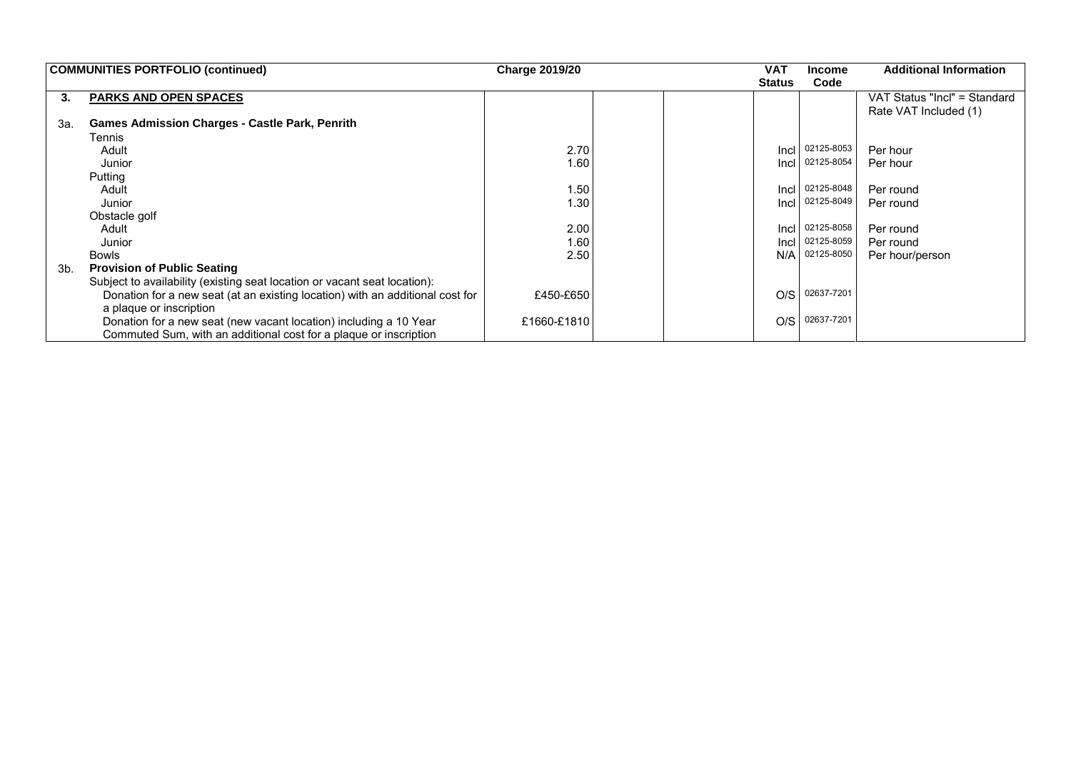| COMMUNITIES PORTFOLIO (continued) | | Charge 2019/20 | | | VAT Status | Income Code | Additional Information |
|---|---|---|---|---|---|---|---|
| **3.** | **PARKS AND OPEN SPACES** | | | | | | VAT Status "Incl" = Standard Rate VAT Included (1) |
| 3a. | **Games Admission Charges - Castle Park, Penrith** | | | | | | |
| | Tennis | | | | | | |
| | Adult | 2.70 | | | Incl | 02125-8053 | Per hour |
| | Junior | 1.60 | | | Incl | 02125-8054 | Per hour |
| | Putting | | | | | | |
| | Adult | 1.50 | | | Incl | 02125-8048 | Per round |
| | Junior | 1.30 | | | Incl | 02125-8049 | Per round |
| | Obstacle golf | | | | | | |
| | Adult | 2.00 | | | Incl | 02125-8058 | Per round |
| | Junior | 1.60 | | | Incl | 02125-8059 | Per round |
| | Bowls | 2.50 | | | N/A | 02125-8050 | Per hour/person |
| 3b. | **Provision of Public Seating** | | | | | | |
| | Subject to availability (existing seat location or vacant seat location): | | | | | | |
| | Donation for a new seat (at an existing location) with an additional cost for a plaque or inscription | £450-£650 | | | O/S | 02637-7201 | |
| | Donation for a new seat (new vacant location) including a 10 Year Commuted Sum, with an additional cost for a plaque or inscription | £1660-£1810 | | | O/S | 02637-7201 | |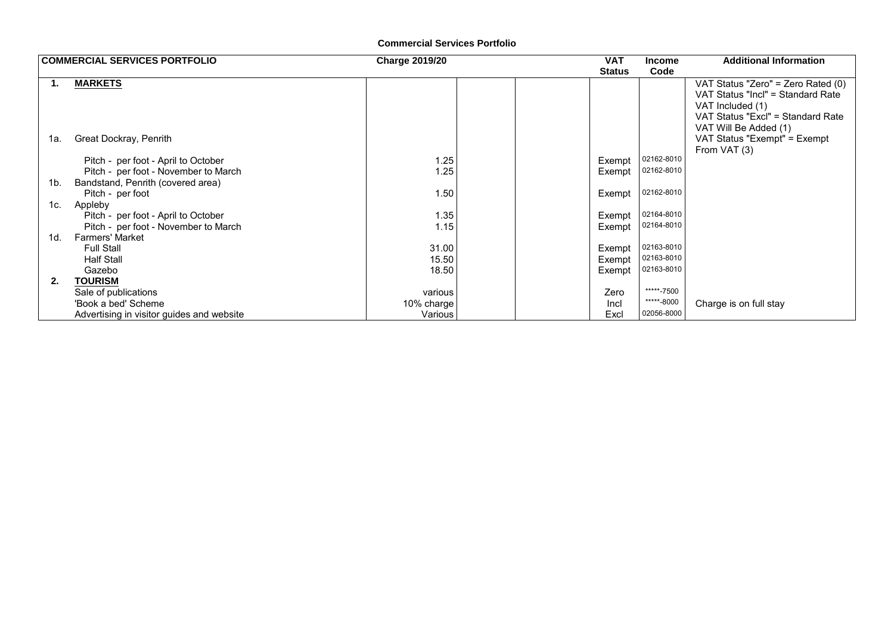# Commercial Services Portfolio

| COMMERCIAL SERVICES PORTFOLIO | | Charge 2019/20 | | | VAT Status | Income Code | Additional Information |
|---|---|---|---|---|---|---|---|
| **1.** | **MARKETS** | | | | | | VAT Status "Zero" = Zero Rated (0) VAT Status "Incl" = Standard Rate VAT Included (1) VAT Status "Excl" = Standard Rate VAT Will Be Added (1) VAT Status "Exempt" = Exempt From VAT (3) |
| 1a. | Great Dockray, Penrith | | | | | | |
| | Pitch - per foot - April to October | 1.25 | | | Exempt | 02162-8010 | |
| | Pitch - per foot - November to March | 1.25 | | | Exempt | 02162-8010 | |
| 1b. | Bandstand, Penrith (covered area) | | | | | | |
| | Pitch - per foot | 1.50 | | | Exempt | 02162-8010 | |
| 1c. | Appleby | | | | | | |
| | Pitch - per foot - April to October | 1.35 | | | Exempt | 02164-8010 | |
| | Pitch - per foot - November to March | 1.15 | | | Exempt | 02164-8010 | |
| 1d. | Farmers' Market | | | | | | |
| | Full Stall | 31.00 | | | Exempt | 02163-8010 | |
| | Half Stall | 15.50 | | | Exempt | 02163-8010 | |
| | Gazebo | 18.50 | | | Exempt | 02163-8010 | |
| **2.** | **TOURISM** | | | | | | |
| | Sale of publications | various | | | Zero | *****-7500 | |
| | 'Book a bed' Scheme | 10% charge | | | Incl | *****-8000 | Charge is on full stay |
| | Advertising in visitor guides and website | Various | | | Excl | 02056-8000 | |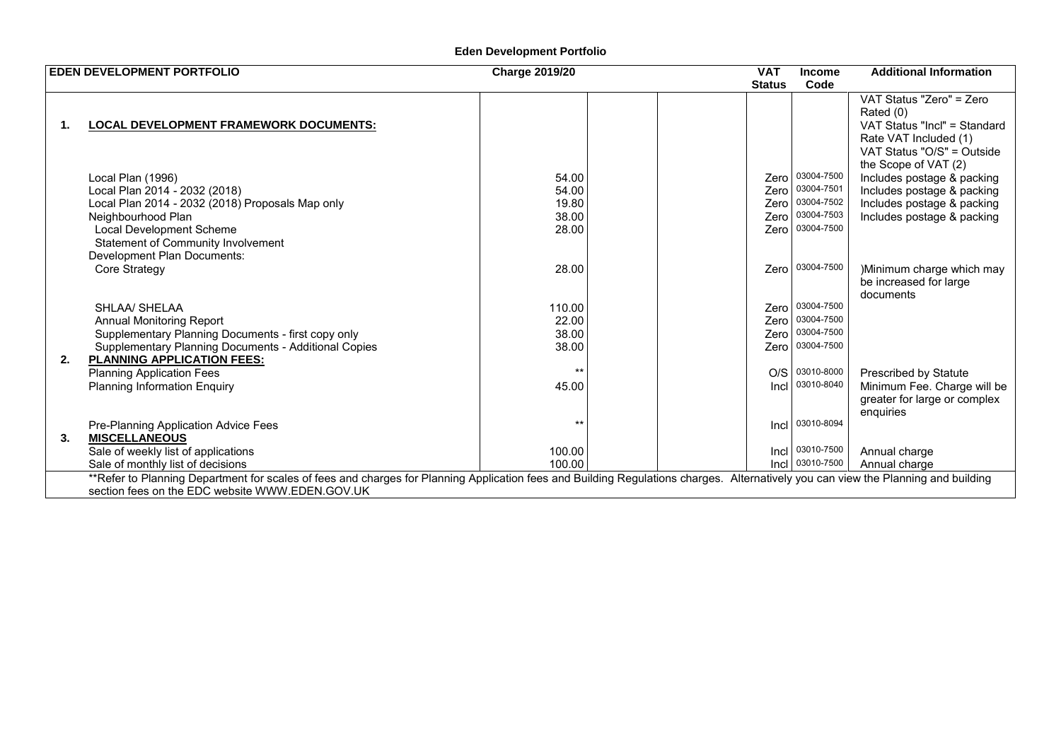**Eden Development Portfolio**

| | EDEN DEVELOPMENT PORTFOLIO | Charge 2019/20 | | | VAT Status | Income Code | Additional Information |
|---|---|---|---|---|---|---|---|
| 1. | **LOCAL DEVELOPMENT FRAMEWORK DOCUMENTS:** | | | | | | VAT Status "Zero" = Zero Rated (0) VAT Status "Incl" = Standard Rate VAT Included (1) VAT Status "O/S" = Outside the Scope of VAT (2) |
| | Local Plan (1996) | 54.00 | | | Zero | 03004-7500 | Includes postage & packing |
| | Local Plan 2014 - 2032 (2018) | 54.00 | | | Zero | 03004-7501 | Includes postage & packing |
| | Local Plan 2014 - 2032 (2018) Proposals Map only | 19.80 | | | Zero | 03004-7502 | Includes postage & packing |
| | Neighbourhood Plan | 38.00 | | | Zero | 03004-7503 | Includes postage & packing |
| | Local Development Scheme | 28.00 | | | Zero | 03004-7500 | |
| | Statement of Community Involvement | | | | | | |
| | Development Plan Documents: | | | | | | |
| | Core Strategy | 28.00 | | | Zero | 03004-7500 | )Minimum charge which may be increased for large documents |
| | SHLAA/ SHELAA | 110.00 | | | Zero | 03004-7500 | |
| | Annual Monitoring Report | 22.00 | | | Zero | 03004-7500 | |
| | Supplementary Planning Documents - first copy only | 38.00 | | | Zero | 03004-7500 | |
| | Supplementary Planning Documents - Additional Copies | 38.00 | | | Zero | 03004-7500 | |
| 2. | **PLANNING APPLICATION FEES:** | | | | | | |
| | Planning Application Fees | ** | | | O/S | 03010-8000 | Prescribed by Statute |
| | Planning Information Enquiry | 45.00 | | | Incl | 03010-8040 | Minimum Fee. Charge will be greater for large or complex enquiries |
| | Pre-Planning Application Advice Fees | ** | | | Incl | 03010-8094 | |
| 3. | **MISCELLANEOUS** | | | | | | |
| | Sale of weekly list of applications | 100.00 | | | Incl | 03010-7500 | Annual charge |
| | Sale of monthly list of decisions | 100.00 | | | Incl | 03010-7500 | Annual charge |

**Refer to Planning Department for scales of fees and charges for Planning Application fees and Building Regulations charges. Alternatively you can view the Planning and building section fees on the EDC website WWW.EDEN.GOV.UK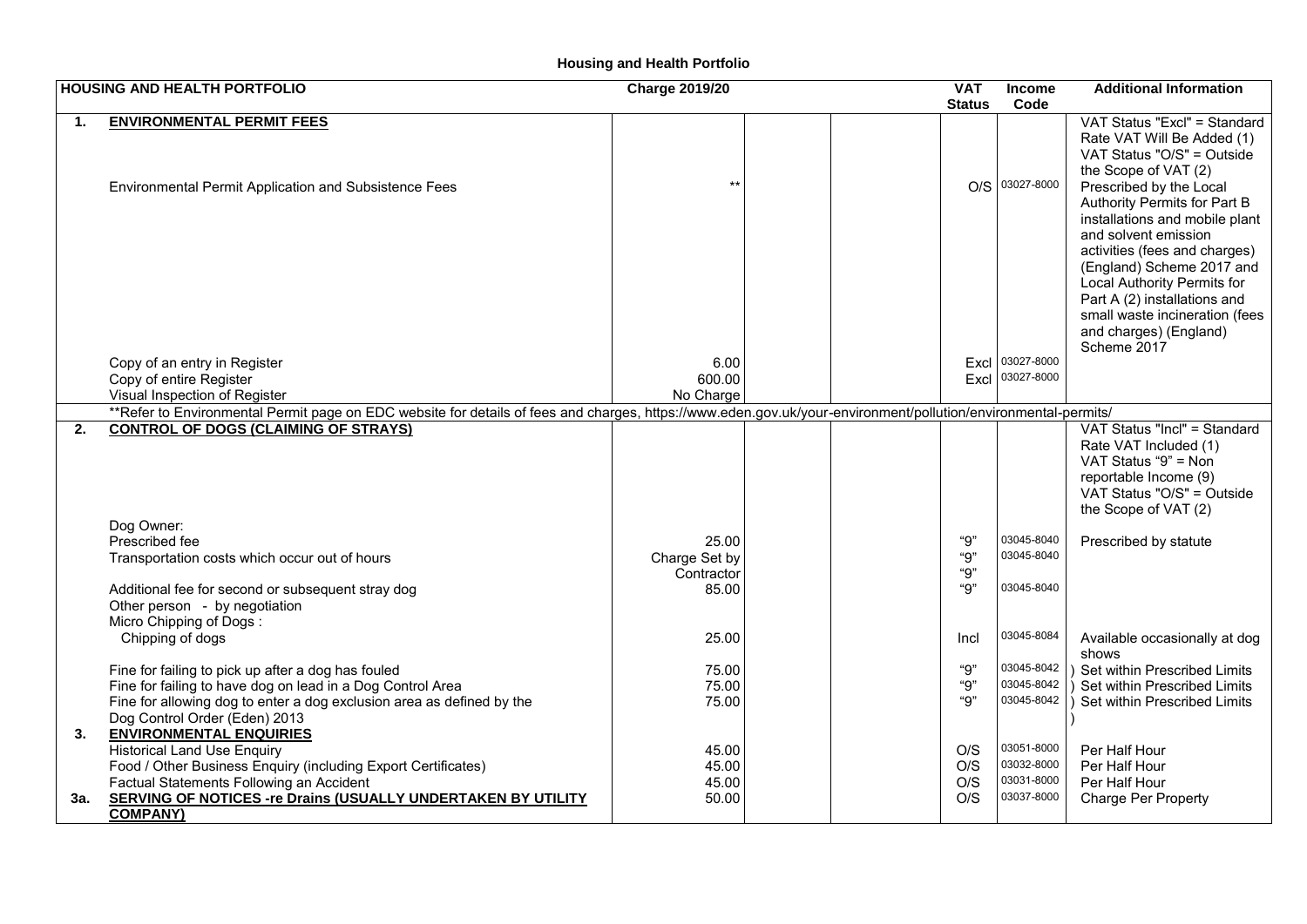# Housing and Health Portfolio

| | HOUSING AND HEALTH PORTFOLIO | Charge 2019/20 | | | VAT Status | Income Code | Additional Information |
|---|---|---|---|---|---|---|---|
| **1.** | **ENVIRONMENTAL PERMIT FEES** | | | | | | VAT Status "Excl" = Standard Rate VAT Will Be Added (1) VAT Status "O/S" = Outside the Scope of VAT (2) |
| | Environmental Permit Application and Subsistence Fees | ** | | | O/S | 03027-8000 | Prescribed by the Local Authority Permits for Part B installations and mobile plant and solvent emission activities (fees and charges) (England) Scheme 2017 and Local Authority Permits for Part A (2) installations and small waste incineration (fees and charges) (England) Scheme 2017 |
| | Copy of an entry in Register | 6.00 | | | Excl | 03027-8000 | |
| | Copy of entire Register | 600.00 | | | Excl | 03027-8000 | |
| | Visual Inspection of Register | No Charge | | | | | |
| | **Refer to Environmental Permit page on EDC website for details of fees and charges, https://www.eden.gov.uk/your-environment/pollution/environmental-permits/ | | | | | | |
| **2.** | **CONTROL OF DOGS (CLAIMING OF STRAYS)** | | | | | | VAT Status "Incl" = Standard Rate VAT Included (1) VAT Status "9" = Non reportable Income (9) VAT Status "O/S" = Outside the Scope of VAT (2) |
| | Dog Owner: | | | | | | |
| | Prescribed fee | 25.00 | | | "9" | 03045-8040 | Prescribed by statute |
| | Transportation costs which occur out of hours | Charge Set by Contractor | | | "9" "9" | 03045-8040 | |
| | Additional fee for second or subsequent stray dog | 85.00 | | | "9" | 03045-8040 | |
| | Other person - by negotiation | | | | | | |
| | Micro Chipping of Dogs : | | | | | | |
| | Chipping of dogs | 25.00 | | | Incl | 03045-8084 | Available occasionally at dog shows |
| | Fine for failing to pick up after a dog has fouled | 75.00 | | | "9" | 03045-8042 | ) Set within Prescribed Limits |
| | Fine for failing to have dog on lead in a Dog Control Area | 75.00 | | | "9" | 03045-8042 | ) Set within Prescribed Limits |
| | Fine for allowing dog to enter a dog exclusion area as defined by the Dog Control Order (Eden) 2013 | 75.00 | | | "9" | 03045-8042 | ) Set within Prescribed Limits ) |
| **3.** | **ENVIRONMENTAL ENQUIRIES** | | | | | | |
| | Historical Land Use Enquiry | 45.00 | | | O/S | 03051-8000 | Per Half Hour |
| | Food / Other Business Enquiry (including Export Certificates) | 45.00 | | | O/S | 03032-8000 | Per Half Hour |
| | Factual Statements Following an Accident | 45.00 | | | O/S | 03031-8000 | Per Half Hour |
| **3a.** | **SERVING OF NOTICES -re Drains (USUALLY UNDERTAKEN BY UTILITY COMPANY)** | 50.00 | | | O/S | 03037-8000 | Charge Per Property |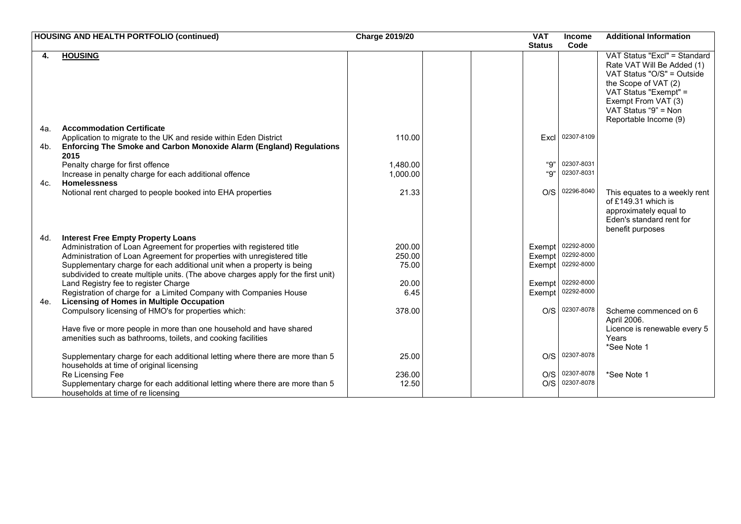| | HOUSING AND HEALTH PORTFOLIO (continued) | Charge 2019/20 | | | VAT Status | Income Code | Additional Information |
|---|---|---|---|---|---|---|---|
| **4.** | **HOUSING** | | | | | | VAT Status "Excl" = Standard Rate VAT Will Be Added (1) VAT Status "O/S" = Outside the Scope of VAT (2) VAT Status "Exempt" = Exempt From VAT (3) VAT Status "9" = Non Reportable Income (9) |
| 4a. | **Accommodation Certificate** | | | | | | |
| | Application to migrate to the UK and reside within Eden District | 110.00 | | | Excl | 02307-8109 | |
| 4b. | **Enforcing The Smoke and Carbon Monoxide Alarm (England) Regulations 2015** | | | | | | |
| | Penalty charge for first offence | 1,480.00 | | | "9" | 02307-8031 | |
| | Increase in penalty charge for each additional offence | 1,000.00 | | | "9" | 02307-8031 | |
| 4c. | **Homelessness** | | | | | | |
| | Notional rent charged to people booked into EHA properties | 21.33 | | | O/S | 02296-8040 | This equates to a weekly rent of £149.31 which is approximately equal to Eden's standard rent for benefit purposes |
| 4d. | **Interest Free Empty Property Loans** | | | | | | |
| | Administration of Loan Agreement for properties with registered title | 200.00 | | | Exempt | 02292-8000 | |
| | Administration of Loan Agreement for properties with unregistered title | 250.00 | | | Exempt | 02292-8000 | |
| | Supplementary charge for each additional unit when a property is being subdivided to create multiple units. (The above charges apply for the first unit) | 75.00 | | | Exempt | 02292-8000 | |
| | Land Registry fee to register Charge | 20.00 | | | Exempt | 02292-8000 | |
| | Registration of charge for a Limited Company with Companies House | 6.45 | | | Exempt | 02292-8000 | |
| 4e. | **Licensing of Homes in Multiple Occupation** | | | | | | |
| | Compulsory licensing of HMO's for properties which:<br><br>Have five or more people in more than one household and have shared amenities such as bathrooms, toilets, and cooking facilities | 378.00 | | | O/S | 02307-8078 | Scheme commenced on 6 April 2006.<br>Licence is renewable every 5 Years<br>*See Note 1 |
| | Supplementary charge for each additional letting where there are more than 5 households at time of original licensing | 25.00 | | | O/S | 02307-8078 | |
| | Re Licensing Fee | 236.00 | | | O/S | 02307-8078 | *See Note 1 |
| | Supplementary charge for each additional letting where there are more than 5 households at time of re licensing | 12.50 | | | O/S | 02307-8078 | |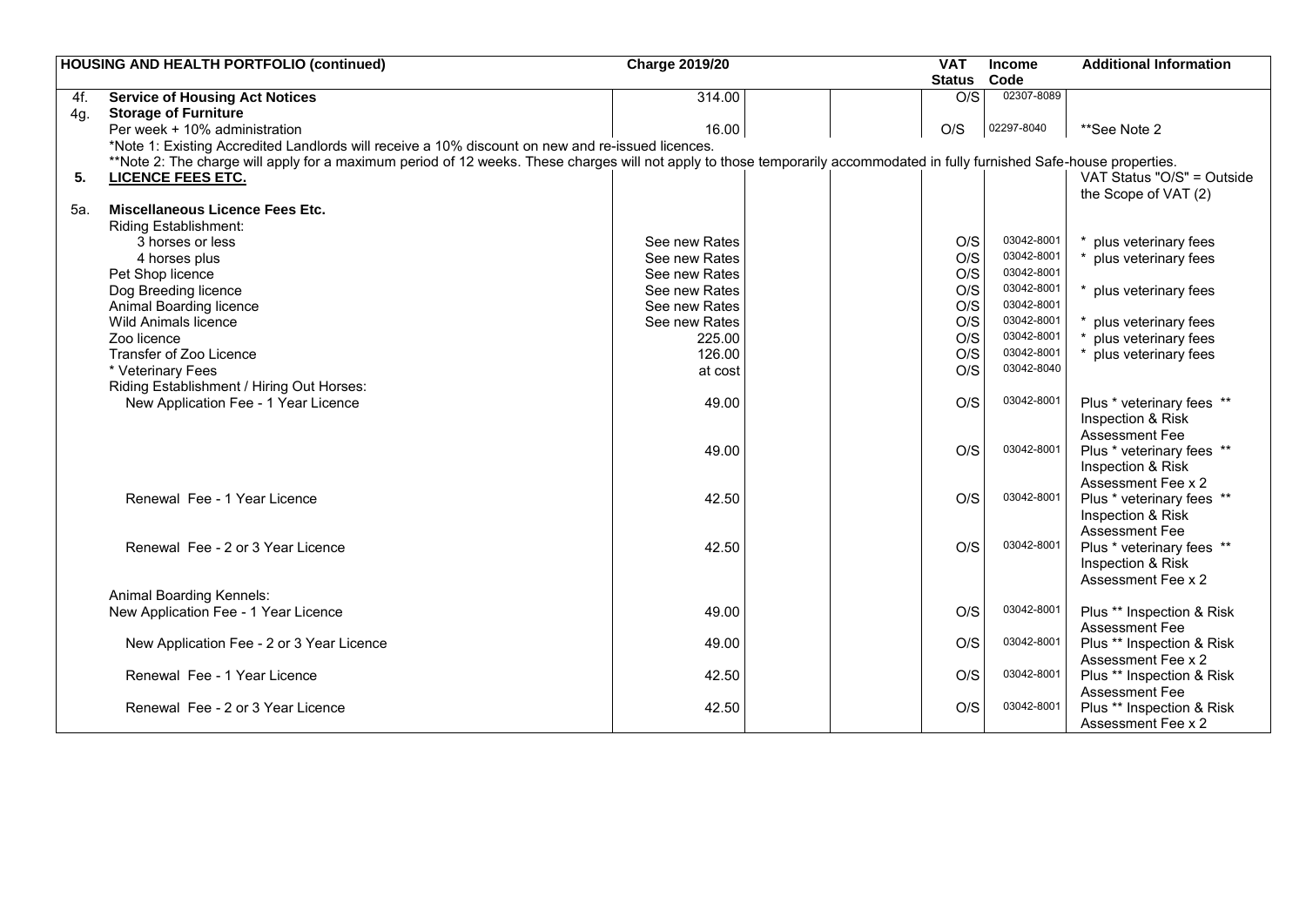| | HOUSING AND HEALTH PORTFOLIO (continued) | Charge 2019/20 | | | VAT Status | Income Code | Additional Information |
|---|---|---|---|---|---|---|---|
| 4f. | **Service of Housing Act Notices** | 314.00 | | | O/S | 02307-8089 | |
| 4g. | **Storage of Furniture** | | | | | | |
| | Per week + 10% administration | 16.00 | | | O/S | 02297-8040 | **See Note 2 |
| | *Note 1: Existing Accredited Landlords will receive a 10% discount on new and re-issued licences. | | | | | | |
| | **Note 2: The charge will apply for a maximum period of 12 weeks. These charges will not apply to those temporarily accommodated in fully furnished Safe-house properties. | | | | | | |
| **5.** | **LICENCE FEES ETC.** | | | | | | VAT Status "O/S" = Outside the Scope of VAT (2) |
| 5a. | **Miscellaneous Licence Fees Etc.** | | | | | | |
| | Riding Establishment: | | | | | | |
| | 3 horses or less | See new Rates | | | O/S | 03042-8001 | * plus veterinary fees |
| | 4 horses plus | See new Rates | | | O/S | 03042-8001 | * plus veterinary fees |
| | Pet Shop licence | See new Rates | | | O/S | 03042-8001 | |
| | Dog Breeding licence | See new Rates | | | O/S | 03042-8001 | * plus veterinary fees |
| | Animal Boarding licence | See new Rates | | | O/S | 03042-8001 | |
| | Wild Animals licence | See new Rates | | | O/S | 03042-8001 | * plus veterinary fees |
| | Zoo licence | 225.00 | | | O/S | 03042-8001 | * plus veterinary fees |
| | Transfer of Zoo Licence | 126.00 | | | O/S | 03042-8001 | * plus veterinary fees |
| | * Veterinary Fees | at cost | | | O/S | 03042-8040 | |
| | Riding Establishment / Hiring Out Horses: | | | | | | |
| | New Application Fee - 1 Year Licence | 49.00 | | | O/S | 03042-8001 | Plus * veterinary fees ** Inspection & Risk Assessment Fee |
| | | 49.00 | | | O/S | 03042-8001 | Plus * veterinary fees ** Inspection & Risk Assessment Fee x 2 |
| | Renewal Fee - 1 Year Licence | 42.50 | | | O/S | 03042-8001 | Plus * veterinary fees ** Inspection & Risk Assessment Fee |
| | Renewal Fee - 2 or 3 Year Licence | 42.50 | | | O/S | 03042-8001 | Plus * veterinary fees ** Inspection & Risk Assessment Fee x 2 |
| | Animal Boarding Kennels: | | | | | | |
| | New Application Fee - 1 Year Licence | 49.00 | | | O/S | 03042-8001 | Plus ** Inspection & Risk Assessment Fee |
| | New Application Fee - 2 or 3 Year Licence | 49.00 | | | O/S | 03042-8001 | Plus ** Inspection & Risk Assessment Fee x 2 |
| | Renewal Fee - 1 Year Licence | 42.50 | | | O/S | 03042-8001 | Plus ** Inspection & Risk Assessment Fee |
| | Renewal Fee - 2 or 3 Year Licence | 42.50 | | | O/S | 03042-8001 | Plus ** Inspection & Risk Assessment Fee x 2 |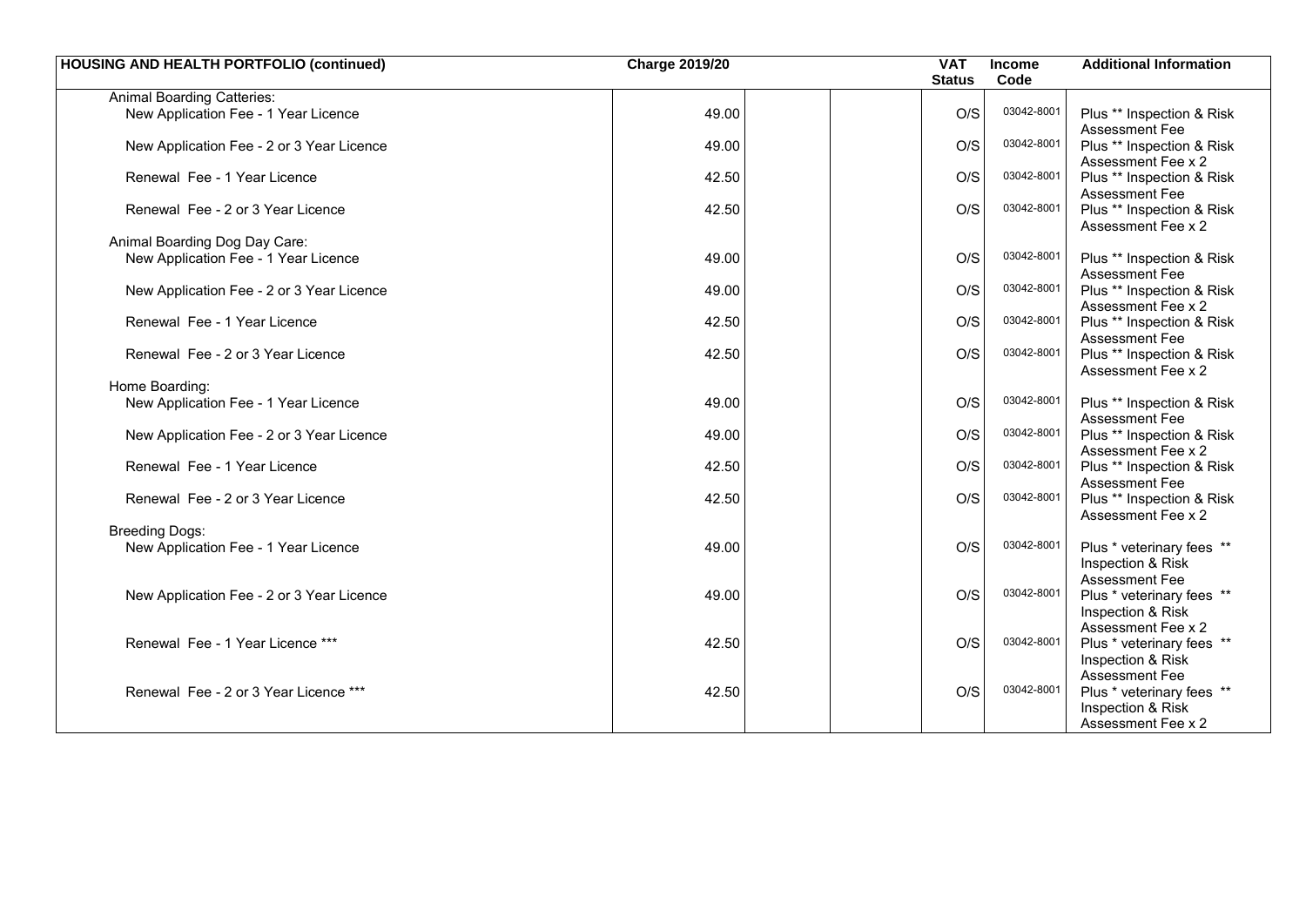| HOUSING AND HEALTH PORTFOLIO (continued) | Charge 2019/20 | | | VAT Status | Income Code | Additional Information |
|---|---|---|---|---|---|---|
| Animal Boarding Catteries: | | | | | | |
| New Application Fee - 1 Year Licence | 49.00 | | | O/S | 03042-8001 | Plus ** Inspection & Risk Assessment Fee |
| New Application Fee - 2 or 3 Year Licence | 49.00 | | | O/S | 03042-8001 | Plus ** Inspection & Risk Assessment Fee x 2 |
| Renewal Fee - 1 Year Licence | 42.50 | | | O/S | 03042-8001 | Plus ** Inspection & Risk Assessment Fee |
| Renewal Fee - 2 or 3 Year Licence | 42.50 | | | O/S | 03042-8001 | Plus ** Inspection & Risk Assessment Fee x 2 |
| Animal Boarding Dog Day Care: | | | | | | |
| New Application Fee - 1 Year Licence | 49.00 | | | O/S | 03042-8001 | Plus ** Inspection & Risk Assessment Fee |
| New Application Fee - 2 or 3 Year Licence | 49.00 | | | O/S | 03042-8001 | Plus ** Inspection & Risk Assessment Fee x 2 |
| Renewal Fee - 1 Year Licence | 42.50 | | | O/S | 03042-8001 | Plus ** Inspection & Risk Assessment Fee |
| Renewal Fee - 2 or 3 Year Licence | 42.50 | | | O/S | 03042-8001 | Plus ** Inspection & Risk Assessment Fee x 2 |
| Home Boarding: | | | | | | |
| New Application Fee - 1 Year Licence | 49.00 | | | O/S | 03042-8001 | Plus ** Inspection & Risk Assessment Fee |
| New Application Fee - 2 or 3 Year Licence | 49.00 | | | O/S | 03042-8001 | Plus ** Inspection & Risk Assessment Fee x 2 |
| Renewal Fee - 1 Year Licence | 42.50 | | | O/S | 03042-8001 | Plus ** Inspection & Risk Assessment Fee |
| Renewal Fee - 2 or 3 Year Licence | 42.50 | | | O/S | 03042-8001 | Plus ** Inspection & Risk Assessment Fee x 2 |
| Breeding Dogs: | | | | | | |
| New Application Fee - 1 Year Licence | 49.00 | | | O/S | 03042-8001 | Plus * veterinary fees ** Inspection & Risk Assessment Fee |
| New Application Fee - 2 or 3 Year Licence | 49.00 | | | O/S | 03042-8001 | Plus * veterinary fees ** Inspection & Risk Assessment Fee x 2 |
| Renewal Fee - 1 Year Licence *** | 42.50 | | | O/S | 03042-8001 | Plus * veterinary fees ** Inspection & Risk Assessment Fee |
| Renewal Fee - 2 or 3 Year Licence *** | 42.50 | | | O/S | 03042-8001 | Plus * veterinary fees ** Inspection & Risk Assessment Fee x 2 |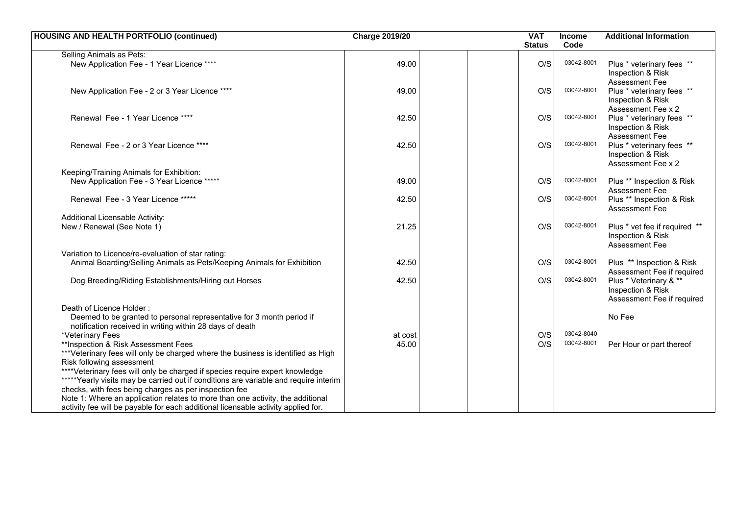| HOUSING AND HEALTH PORTFOLIO (continued) | Charge 2019/20 | | | VAT Status | Income Code | Additional Information |
|---|---|---|---|---|---|---|
| Selling Animals as Pets: | | | | | | |
| New Application Fee - 1 Year Licence **** | 49.00 | | | O/S | 03042-8001 | Plus * veterinary fees ** Inspection & Risk Assessment Fee |
| New Application Fee - 2 or 3 Year Licence **** | 49.00 | | | O/S | 03042-8001 | Plus * veterinary fees ** Inspection & Risk Assessment Fee x 2 |
| Renewal Fee - 1 Year Licence **** | 42.50 | | | O/S | 03042-8001 | Plus * veterinary fees ** Inspection & Risk Assessment Fee |
| Renewal Fee - 2 or 3 Year Licence **** | 42.50 | | | O/S | 03042-8001 | Plus * veterinary fees ** Inspection & Risk Assessment Fee x 2 |
| Keeping/Training Animals for Exhibition: | | | | | | |
| New Application Fee - 3 Year Licence ***** | 49.00 | | | O/S | 03042-8001 | Plus ** Inspection & Risk Assessment Fee |
| Renewal Fee - 3 Year Licence ***** | 42.50 | | | O/S | 03042-8001 | Plus ** Inspection & Risk Assessment Fee |
| Additional Licensable Activity: | | | | | | |
| New / Renewal (See Note 1) | 21.25 | | | O/S | 03042-8001 | Plus * vet fee if required ** Inspection & Risk Assessment Fee |
| Variation to Licence/re-evaluation of star rating: | | | | | | |
| Animal Boarding/Selling Animals as Pets/Keeping Animals for Exhibition | 42.50 | | | O/S | 03042-8001 | Plus ** Inspection & Risk Assessment Fee if required |
| Dog Breeding/Riding Establishments/Hiring out Horses | 42.50 | | | O/S | 03042-8001 | Plus * Veterinary & ** Inspection & Risk Assessment Fee if required |
| Death of Licence Holder : | | | | | | |
| Deemed to be granted to personal representative for 3 month period if notification received in writing within 28 days of death | | | | | | No Fee |
| *Veterinary Fees | at cost | | | O/S | 03042-8040 | |
| **Inspection & Risk Assessment Fees | 45.00 | | | O/S | 03042-8001 | Per Hour or part thereof |
| ***Veterinary fees will only be charged where the business is identified as High Risk following assessment | | | | | | |
| ****Veterinary fees will only be charged if species require expert knowledge | | | | | | |
| *****Yearly visits may be carried out if conditions are variable and require interim checks, with fees being charges as per inspection fee | | | | | | |
| Note 1: Where an application relates to more than one activity, the additional activity fee will be payable for each additional licensable activity applied for. | | | | | | |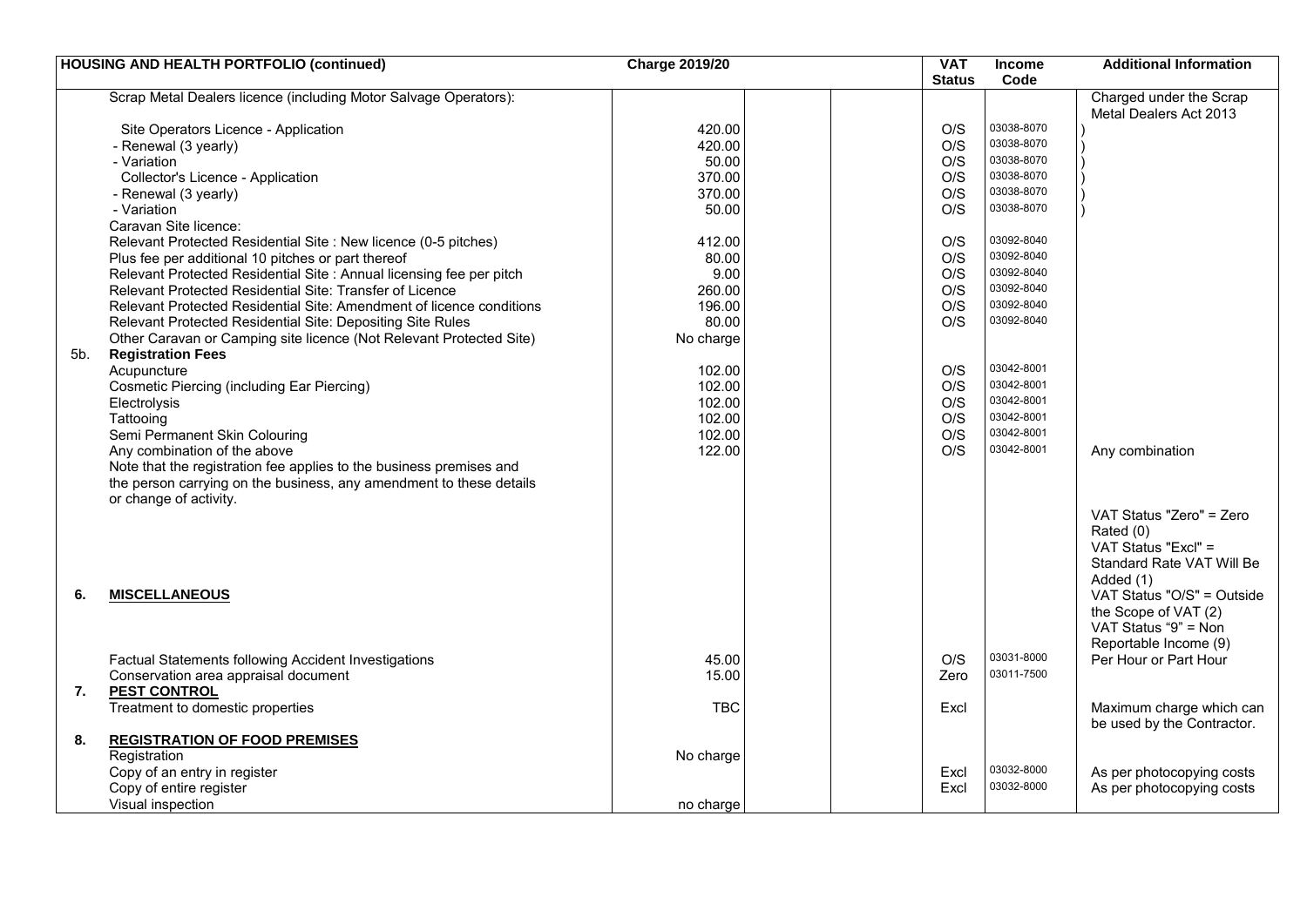| HOUSING AND HEALTH PORTFOLIO (continued) | | Charge 2019/20 | | | VAT Status | Income Code | Additional Information |
|---|---|---|---|---|---|---|---|
| | Scrap Metal Dealers licence (including Motor Salvage Operators): | | | | | | Charged under the Scrap Metal Dealers Act 2013 |
| | Site Operators Licence - Application | 420.00 | | | O/S | 03038-8070 | ) |
| | - Renewal (3 yearly) | 420.00 | | | O/S | 03038-8070 | ) |
| | - Variation | 50.00 | | | O/S | 03038-8070 | ) |
| | Collector's Licence - Application | 370.00 | | | O/S | 03038-8070 | ) |
| | - Renewal (3 yearly) | 370.00 | | | O/S | 03038-8070 | ) |
| | - Variation | 50.00 | | | O/S | 03038-8070 | ) |
| | Caravan Site licence: | | | | | | |
| | Relevant Protected Residential Site : New licence (0-5 pitches) | 412.00 | | | O/S | 03092-8040 | |
| | Plus fee per additional 10 pitches or part thereof | 80.00 | | | O/S | 03092-8040 | |
| | Relevant Protected Residential Site : Annual licensing fee per pitch | 9.00 | | | O/S | 03092-8040 | |
| | Relevant Protected Residential Site: Transfer of Licence | 260.00 | | | O/S | 03092-8040 | |
| | Relevant Protected Residential Site: Amendment of licence conditions | 196.00 | | | O/S | 03092-8040 | |
| | Relevant Protected Residential Site: Depositing Site Rules | 80.00 | | | O/S | 03092-8040 | |
| | Other Caravan or Camping site licence (Not Relevant Protected Site) | No charge | | | | | |
| 5b. | **Registration Fees** | | | | | | |
| | Acupuncture | 102.00 | | | O/S | 03042-8001 | |
| | Cosmetic Piercing (including Ear Piercing) | 102.00 | | | O/S | 03042-8001 | |
| | Electrolysis | 102.00 | | | O/S | 03042-8001 | |
| | Tattooing | 102.00 | | | O/S | 03042-8001 | |
| | Semi Permanent Skin Colouring | 102.00 | | | O/S | 03042-8001 | |
| | Any combination of the above | 122.00 | | | O/S | 03042-8001 | Any combination |
| | Note that the registration fee applies to the business premises and the person carrying on the business, any amendment to these details or change of activity. | | | | | | |
| **6.** | **MISCELLANEOUS** | | | | | | VAT Status "Zero" = Zero Rated (0)<br>VAT Status "Excl" = Standard Rate VAT Will Be Added (1)<br>VAT Status "O/S" = Outside the Scope of VAT (2)<br>VAT Status "9" = Non Reportable Income (9) |
| | Factual Statements following Accident Investigations | 45.00 | | | O/S | 03031-8000 | Per Hour or Part Hour |
| | Conservation area appraisal document | 15.00 | | | Zero | 03011-7500 | |
| **7.** | **PEST CONTROL** | | | | | | |
| | Treatment to domestic properties | TBC | | | Excl | | Maximum charge which can be used by the Contractor. |
| **8.** | **REGISTRATION OF FOOD PREMISES** | | | | | | |
| | Registration | No charge | | | | | |
| | Copy of an entry in register | | | | Excl | 03032-8000 | As per photocopying costs |
| | Copy of entire register | | | | Excl | 03032-8000 | As per photocopying costs |
| | Visual inspection | no charge | | | | | |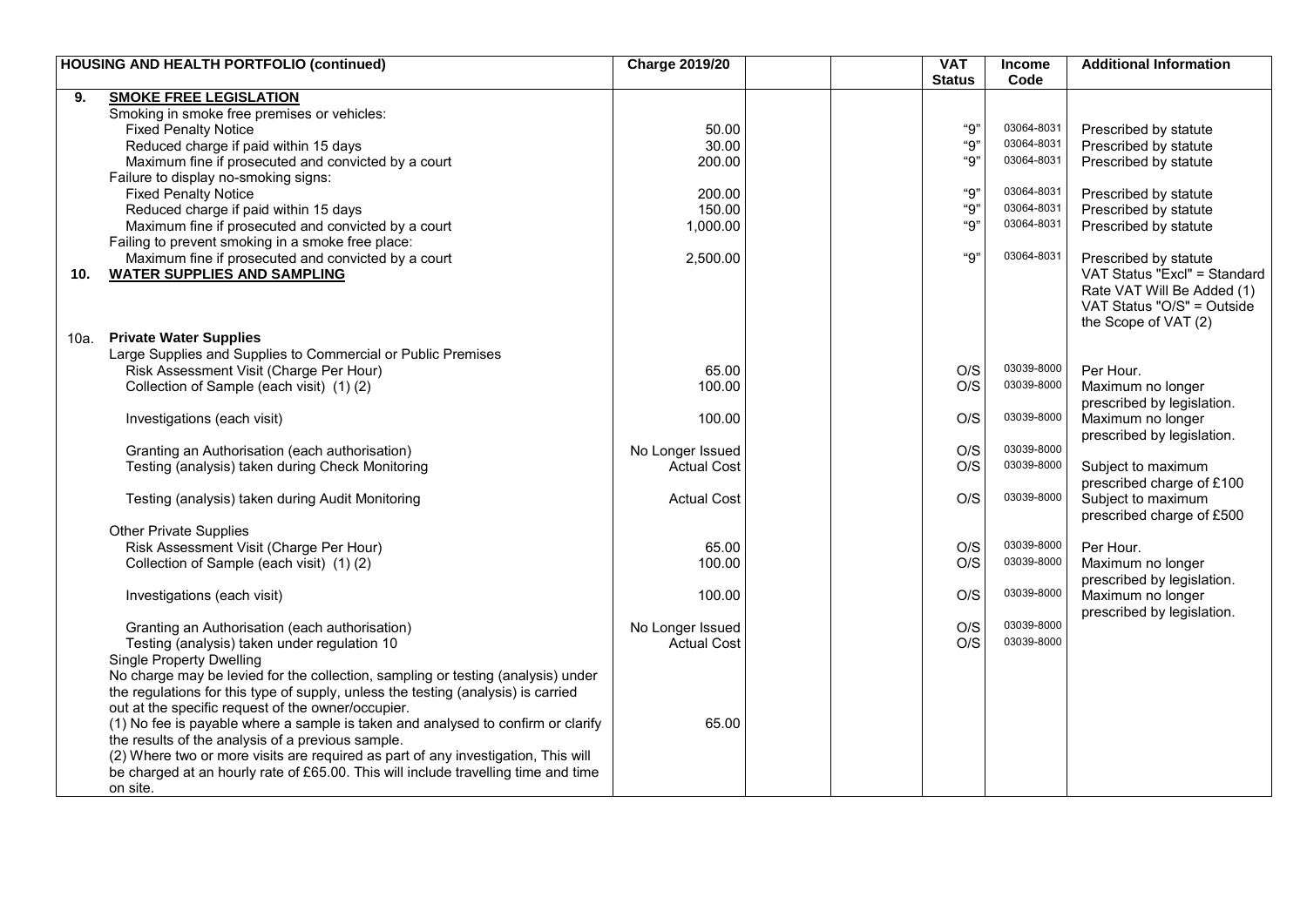| | HOUSING AND HEALTH PORTFOLIO (continued) | Charge 2019/20 | | | VAT Status | Income Code | Additional Information |
|---|---|---|---|---|---|---|---|
| 9. | **SMOKE FREE LEGISLATION** | | | | | | |
| | Smoking in smoke free premises or vehicles: | | | | | | |
| | Fixed Penalty Notice | 50.00 | | | "9" | 03064-8031 | Prescribed by statute |
| | Reduced charge if paid within 15 days | 30.00 | | | "9" | 03064-8031 | Prescribed by statute |
| | Maximum fine if prosecuted and convicted by a court | 200.00 | | | "9" | 03064-8031 | Prescribed by statute |
| | Failure to display no-smoking signs: | | | | | | |
| | Fixed Penalty Notice | 200.00 | | | "9" | 03064-8031 | Prescribed by statute |
| | Reduced charge if paid within 15 days | 150.00 | | | "9" | 03064-8031 | Prescribed by statute |
| | Maximum fine if prosecuted and convicted by a court | 1,000.00 | | | "9" | 03064-8031 | Prescribed by statute |
| | Failing to prevent smoking in a smoke free place: | | | | | | |
| | Maximum fine if prosecuted and convicted by a court | 2,500.00 | | | "9" | 03064-8031 | Prescribed by statute |
| 10. | **WATER SUPPLIES AND SAMPLING** | | | | | | VAT Status "Excl" = Standard Rate VAT Will Be Added (1) VAT Status "O/S" = Outside the Scope of VAT (2) |
| 10a. | **Private Water Supplies** | | | | | | |
| | Large Supplies and Supplies to Commercial or Public Premises | | | | | | |
| | Risk Assessment Visit (Charge Per Hour) | 65.00 | | | O/S | 03039-8000 | Per Hour. |
| | Collection of Sample (each visit) (1) (2) | 100.00 | | | O/S | 03039-8000 | Maximum no longer prescribed by legislation. |
| | Investigations (each visit) | 100.00 | | | O/S | 03039-8000 | Maximum no longer prescribed by legislation. |
| | Granting an Authorisation (each authorisation) | No Longer Issued | | | O/S | 03039-8000 | |
| | Testing (analysis) taken during Check Monitoring | Actual Cost | | | O/S | 03039-8000 | Subject to maximum prescribed charge of £100 |
| | Testing (analysis) taken during Audit Monitoring | Actual Cost | | | O/S | 03039-8000 | Subject to maximum prescribed charge of £500 |
| | Other Private Supplies | | | | | | |
| | Risk Assessment Visit (Charge Per Hour) | 65.00 | | | O/S | 03039-8000 | Per Hour. |
| | Collection of Sample (each visit) (1) (2) | 100.00 | | | O/S | 03039-8000 | Maximum no longer prescribed by legislation. |
| | Investigations (each visit) | 100.00 | | | O/S | 03039-8000 | Maximum no longer prescribed by legislation. |
| | Granting an Authorisation (each authorisation) | No Longer Issued | | | O/S | 03039-8000 | |
| | Testing (analysis) taken under regulation 10 | Actual Cost | | | O/S | 03039-8000 | |
| | Single Property Dwelling | | | | | | |
| | No charge may be levied for the collection, sampling or testing (analysis) under the regulations for this type of supply, unless the testing (analysis) is carried out at the specific request of the owner/occupier. | | | | | | |
| | (1) No fee is payable where a sample is taken and analysed to confirm or clarify the results of the analysis of a previous sample. | 65.00 | | | | | |
| | (2) Where two or more visits are required as part of any investigation, This will be charged at an hourly rate of £65.00. This will include travelling time and time on site. | | | | | | |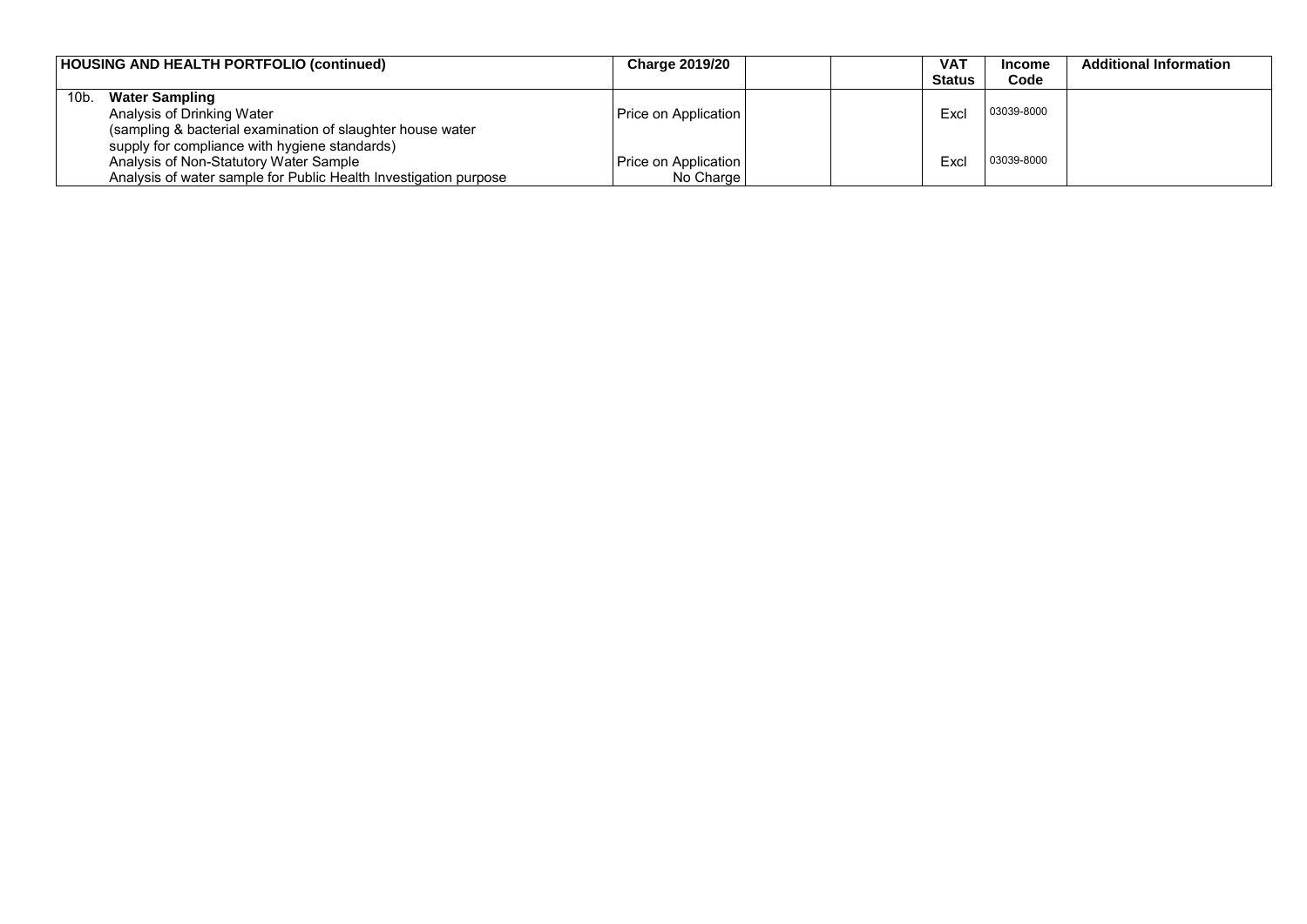| HOUSING AND HEALTH PORTFOLIO (continued) | Charge 2019/20 | | | VAT Status | Income Code | Additional Information |
|---|---|---|---|---|---|---|
| 10b. **Water Sampling** | | | | | | |
| Analysis of Drinking Water (sampling & bacterial examination of slaughter house water supply for compliance with hygiene standards) | Price on Application | | | Excl | 03039-8000 | |
| Analysis of Non-Statutory Water Sample | Price on Application | | | Excl | 03039-8000 | |
| Analysis of water sample for Public Health Investigation purpose | No Charge | | | | | |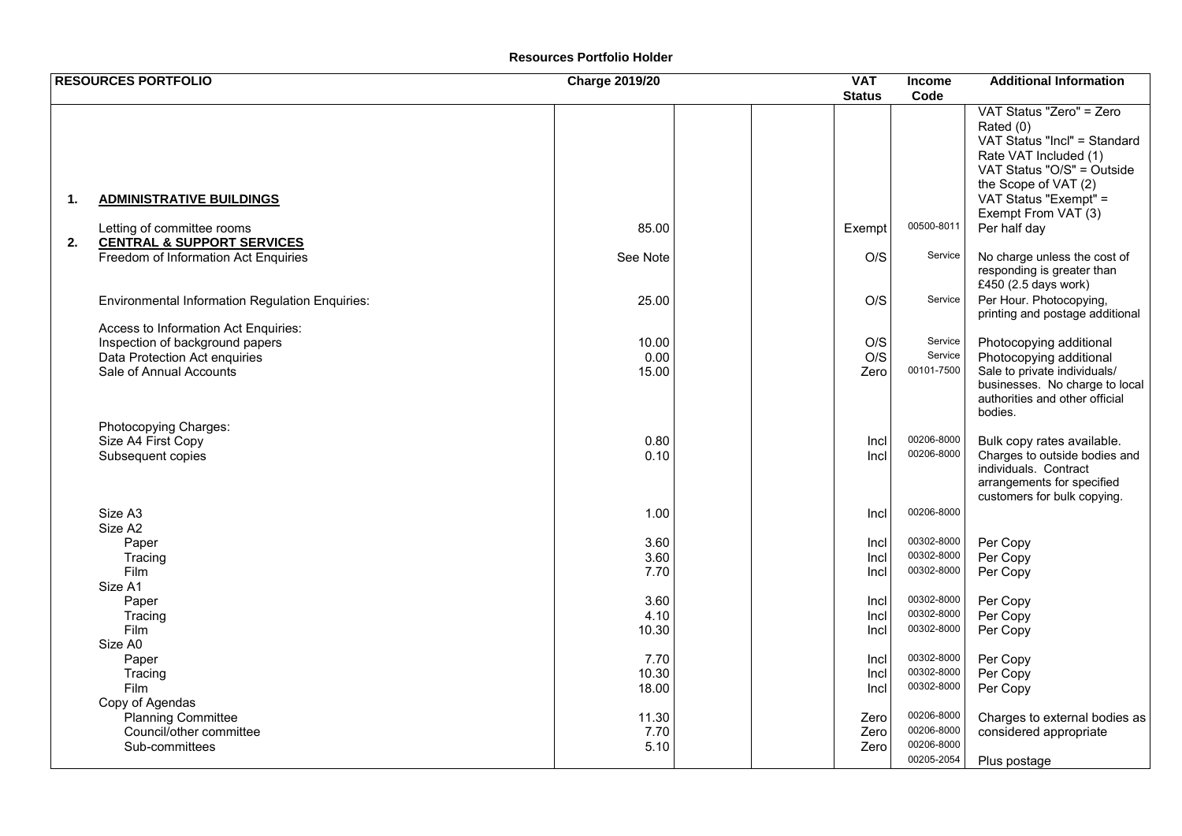# Resources Portfolio Holder

| RESOURCES PORTFOLIO | Charge 2019/20 | | | VAT Status | Income Code | Additional Information |
|---|---|---|---|---|---|---|
| | | | | | | VAT Status "Zero" = Zero Rated (0)<br>VAT Status "Incl" = Standard Rate VAT Included (1)<br>VAT Status "O/S" = Outside the Scope of VAT (2)<br>VAT Status "Exempt" = Exempt From VAT (3) |
| **1. ADMINISTRATIVE BUILDINGS** | | | | | | |
| Letting of committee rooms | 85.00 | | | Exempt | 00500-8011 | Per half day |
| **2. CENTRAL & SUPPORT SERVICES** | | | | | | |
| Freedom of Information Act Enquiries | See Note | | | O/S | Service | No charge unless the cost of responding is greater than £450 (2.5 days work) |
| Environmental Information Regulation Enquiries: | 25.00 | | | O/S | Service | Per Hour. Photocopying, printing and postage additional |
| Access to Information Act Enquiries: | | | | | | |
| Inspection of background papers | 10.00 | | | O/S | Service | Photocopying additional |
| Data Protection Act enquiries | 0.00 | | | O/S | Service | Photocopying additional |
| Sale of Annual Accounts | 15.00 | | | Zero | 00101-7500 | Sale to private individuals/ businesses. No charge to local authorities and other official bodies. |
| Photocopying Charges: | | | | | | |
| Size A4 First Copy | 0.80 | | | Incl | 00206-8000 | Bulk copy rates available. |
| Subsequent copies | 0.10 | | | Incl | 00206-8000 | Charges to outside bodies and individuals. Contract arrangements for specified customers for bulk copying. |
| Size A3 | 1.00 | | | Incl | 00206-8000 | |
| Size A2 | | | | | | |
| Paper | 3.60 | | | Incl | 00302-8000 | Per Copy |
| Tracing | 3.60 | | | Incl | 00302-8000 | Per Copy |
| Film | 7.70 | | | Incl | 00302-8000 | Per Copy |
| Size A1 | | | | | | |
| Paper | 3.60 | | | Incl | 00302-8000 | Per Copy |
| Tracing | 4.10 | | | Incl | 00302-8000 | Per Copy |
| Film | 10.30 | | | Incl | 00302-8000 | Per Copy |
| Size A0 | | | | | | |
| Paper | 7.70 | | | Incl | 00302-8000 | Per Copy |
| Tracing | 10.30 | | | Incl | 00302-8000 | Per Copy |
| Film | 18.00 | | | Incl | 00302-8000 | Per Copy |
| Copy of Agendas | | | | | | |
| Planning Committee | 11.30 | | | Zero | 00206-8000 | Charges to external bodies as |
| Council/other committee | 7.70 | | | Zero | 00206-8000 | considered appropriate |
| Sub-committees | 5.10 | | | Zero | 00206-8000 | |
| | | | | | 00205-2054 | Plus postage |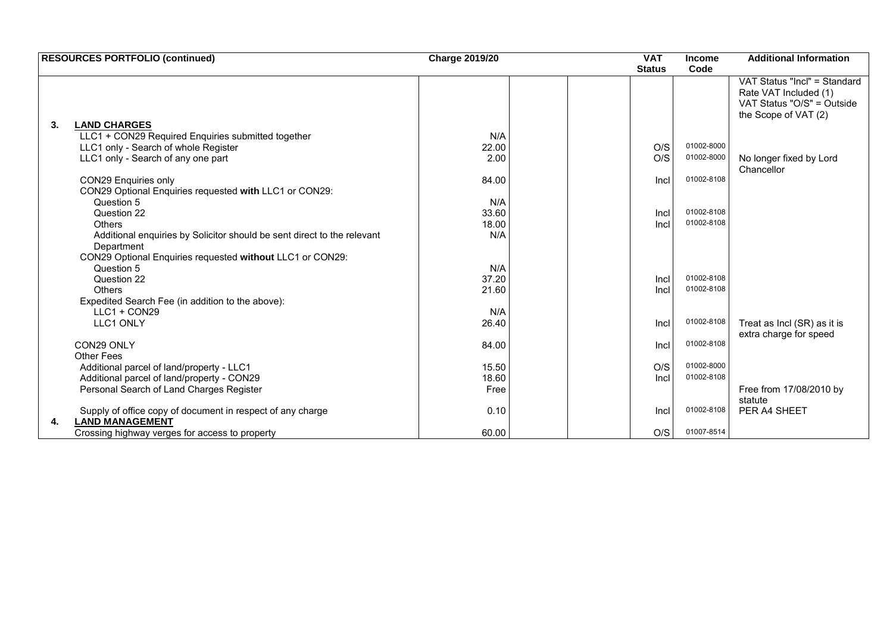| RESOURCES PORTFOLIO (continued) | Charge 2019/20 | | | VAT Status | Income Code | Additional Information |
|---|---|---|---|---|---|---|
| | | | | | | VAT Status "Incl" = Standard Rate VAT Included (1) VAT Status "O/S" = Outside the Scope of VAT (2) |
| **3. LAND CHARGES** | | | | | | |
| LLC1 + CON29 Required Enquiries submitted together | N/A | | | | | |
| LLC1 only - Search of whole Register | 22.00 | | | O/S | 01002-8000 | |
| LLC1 only - Search of any one part | 2.00 | | | O/S | 01002-8000 | No longer fixed by Lord Chancellor |
| CON29 Enquiries only | 84.00 | | | Incl | 01002-8108 | |
| CON29 Optional Enquiries requested **with** LLC1 or CON29: | | | | | | |
| Question 5 | N/A | | | | | |
| Question 22 | 33.60 | | | Incl | 01002-8108 | |
| Others | 18.00 | | | Incl | 01002-8108 | |
| Additional enquiries by Solicitor should be sent direct to the relevant Department | N/A | | | | | |
| CON29 Optional Enquiries requested **without** LLC1 or CON29: | | | | | | |
| Question 5 | N/A | | | | | |
| Question 22 | 37.20 | | | Incl | 01002-8108 | |
| Others | 21.60 | | | Incl | 01002-8108 | |
| Expedited Search Fee (in addition to the above): | | | | | | |
| LLC1 + CON29 | N/A | | | | | |
| LLC1 ONLY | 26.40 | | | Incl | 01002-8108 | Treat as Incl (SR) as it is extra charge for speed |
| CON29 ONLY | 84.00 | | | Incl | 01002-8108 | |
| Other Fees | | | | | | |
| Additional parcel of land/property - LLC1 | 15.50 | | | O/S | 01002-8000 | |
| Additional parcel of land/property - CON29 | 18.60 | | | Incl | 01002-8108 | |
| Personal Search of Land Charges Register | Free | | | | | Free from 17/08/2010 by statute |
| Supply of office copy of document in respect of any charge | 0.10 | | | Incl | 01002-8108 | PER A4 SHEET |
| **4. LAND MANAGEMENT** | | | | | | |
| Crossing highway verges for access to property | 60.00 | | | O/S | 01007-8514 | |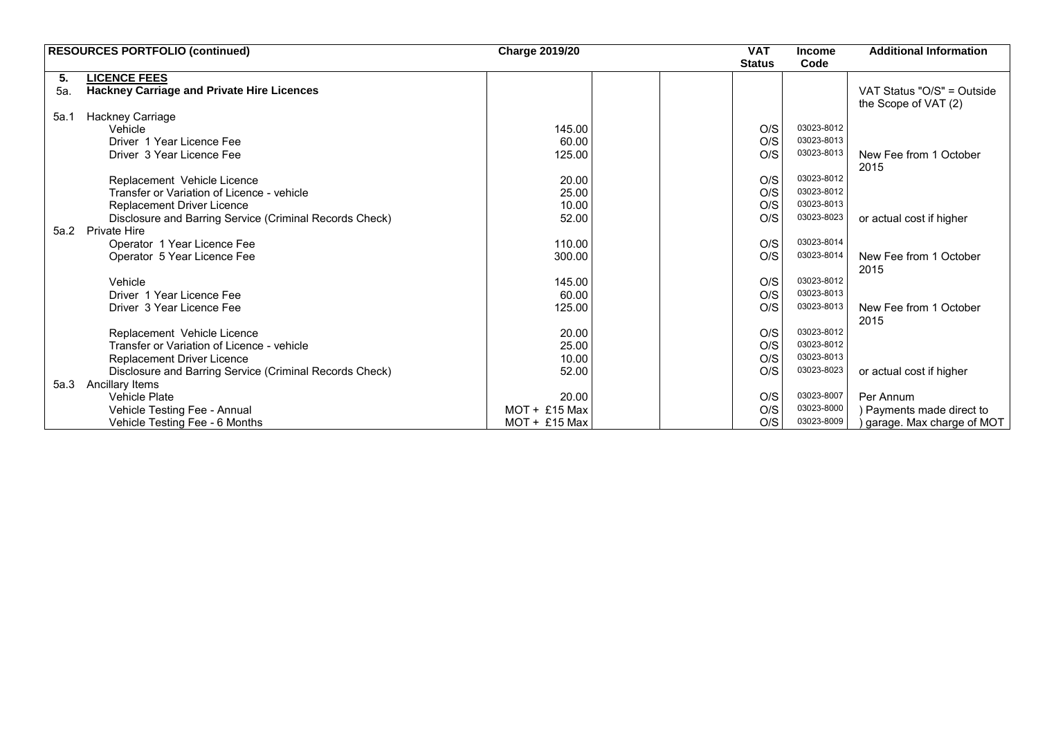| RESOURCES PORTFOLIO (continued) | | Charge 2019/20 | | | VAT Status | Income Code | Additional Information |
|---|---|---|---|---|---|---|---|
| **5.** | **LICENCE FEES** | | | | | | |
| 5a. | **Hackney Carriage and Private Hire Licences** | | | | | | VAT Status "O/S" = Outside the Scope of VAT (2) |
| 5a.1 | Hackney Carriage | | | | | | |
| | Vehicle | 145.00 | | | O/S | 03023-8012 | |
| | Driver 1 Year Licence Fee | 60.00 | | | O/S | 03023-8013 | |
| | Driver 3 Year Licence Fee | 125.00 | | | O/S | 03023-8013 | New Fee from 1 October 2015 |
| | Replacement Vehicle Licence | 20.00 | | | O/S | 03023-8012 | |
| | Transfer or Variation of Licence - vehicle | 25.00 | | | O/S | 03023-8012 | |
| | Replacement Driver Licence | 10.00 | | | O/S | 03023-8013 | |
| | Disclosure and Barring Service (Criminal Records Check) | 52.00 | | | O/S | 03023-8023 | or actual cost if higher |
| 5a.2 | Private Hire | | | | | | |
| | Operator 1 Year Licence Fee | 110.00 | | | O/S | 03023-8014 | |
| | Operator 5 Year Licence Fee | 300.00 | | | O/S | 03023-8014 | New Fee from 1 October 2015 |
| | Vehicle | 145.00 | | | O/S | 03023-8012 | |
| | Driver 1 Year Licence Fee | 60.00 | | | O/S | 03023-8013 | |
| | Driver 3 Year Licence Fee | 125.00 | | | O/S | 03023-8013 | New Fee from 1 October 2015 |
| | Replacement Vehicle Licence | 20.00 | | | O/S | 03023-8012 | |
| | Transfer or Variation of Licence - vehicle | 25.00 | | | O/S | 03023-8012 | |
| | Replacement Driver Licence | 10.00 | | | O/S | 03023-8013 | |
| | Disclosure and Barring Service (Criminal Records Check) | 52.00 | | | O/S | 03023-8023 | or actual cost if higher |
| 5a.3 | Ancillary Items | | | | | | |
| | Vehicle Plate | 20.00 | | | O/S | 03023-8007 | Per Annum |
| | Vehicle Testing Fee - Annual | MOT + £15 Max | | | O/S | 03023-8000 | ) Payments made direct to |
| | Vehicle Testing Fee - 6 Months | MOT + £15 Max | | | O/S | 03023-8009 | ) garage. Max charge of MOT |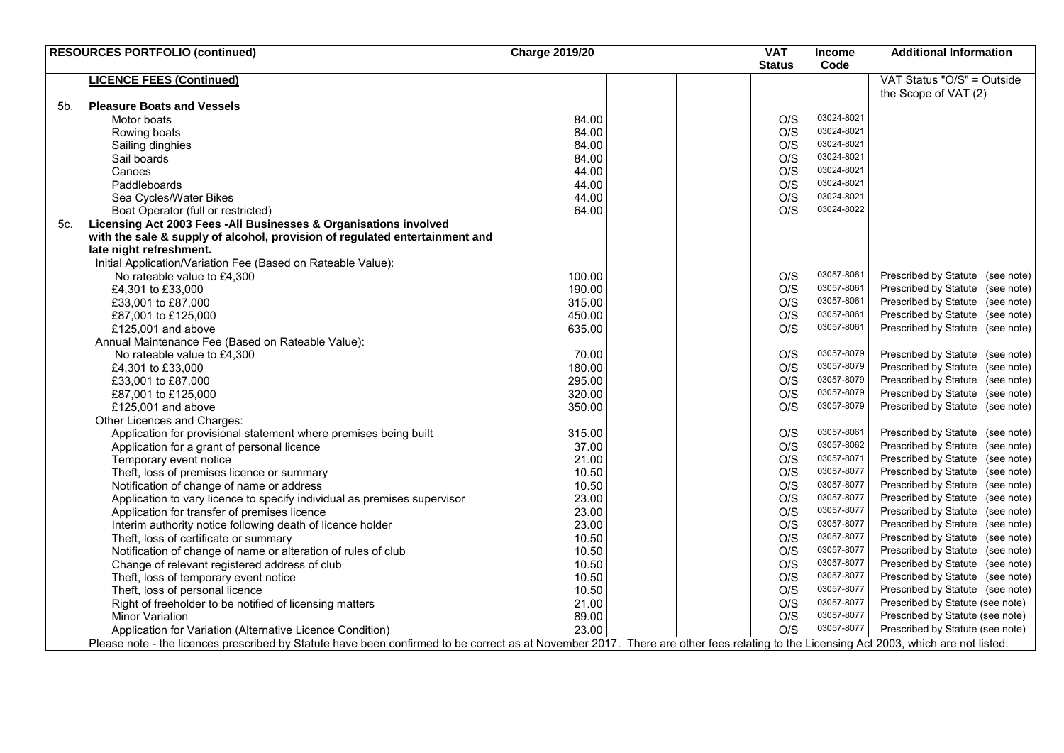| RESOURCES PORTFOLIO (continued) | Charge 2019/20 | | | VAT Status | Income Code | Additional Information |
|---|---|---|---|---|---|---|
| **LICENCE FEES (Continued)** | | | | | | VAT Status "O/S" = Outside the Scope of VAT (2) |
| 5b. **Pleasure Boats and Vessels** | | | | | | |
| Motor boats | 84.00 | | | O/S | 03024-8021 | |
| Rowing boats | 84.00 | | | O/S | 03024-8021 | |
| Sailing dinghies | 84.00 | | | O/S | 03024-8021 | |
| Sail boards | 84.00 | | | O/S | 03024-8021 | |
| Canoes | 44.00 | | | O/S | 03024-8021 | |
| Paddleboards | 44.00 | | | O/S | 03024-8021 | |
| Sea Cycles/Water Bikes | 44.00 | | | O/S | 03024-8021 | |
| Boat Operator (full or restricted) | 64.00 | | | O/S | 03024-8022 | |
| 5c. **Licensing Act 2003 Fees -All Businesses & Organisations involved with the sale & supply of alcohol, provision of regulated entertainment and late night refreshment.** | | | | | | |
| Initial Application/Variation Fee (Based on Rateable Value): | | | | | | |
| No rateable value to £4,300 | 100.00 | | | O/S | 03057-8061 | Prescribed by Statute (see note) |
| £4,301 to £33,000 | 190.00 | | | O/S | 03057-8061 | Prescribed by Statute (see note) |
| £33,001 to £87,000 | 315.00 | | | O/S | 03057-8061 | Prescribed by Statute (see note) |
| £87,001 to £125,000 | 450.00 | | | O/S | 03057-8061 | Prescribed by Statute (see note) |
| £125,001 and above | 635.00 | | | O/S | 03057-8061 | Prescribed by Statute (see note) |
| Annual Maintenance Fee (Based on Rateable Value): | | | | | | |
| No rateable value to £4,300 | 70.00 | | | O/S | 03057-8079 | Prescribed by Statute (see note) |
| £4,301 to £33,000 | 180.00 | | | O/S | 03057-8079 | Prescribed by Statute (see note) |
| £33,001 to £87,000 | 295.00 | | | O/S | 03057-8079 | Prescribed by Statute (see note) |
| £87,001 to £125,000 | 320.00 | | | O/S | 03057-8079 | Prescribed by Statute (see note) |
| £125,001 and above | 350.00 | | | O/S | 03057-8079 | Prescribed by Statute (see note) |
| Other Licences and Charges: | | | | | | |
| Application for provisional statement where premises being built | 315.00 | | | O/S | 03057-8061 | Prescribed by Statute (see note) |
| Application for a grant of personal licence | 37.00 | | | O/S | 03057-8062 | Prescribed by Statute (see note) |
| Temporary event notice | 21.00 | | | O/S | 03057-8071 | Prescribed by Statute (see note) |
| Theft, loss of premises licence or summary | 10.50 | | | O/S | 03057-8077 | Prescribed by Statute (see note) |
| Notification of change of name or address | 10.50 | | | O/S | 03057-8077 | Prescribed by Statute (see note) |
| Application to vary licence to specify individual as premises supervisor | 23.00 | | | O/S | 03057-8077 | Prescribed by Statute (see note) |
| Application for transfer of premises licence | 23.00 | | | O/S | 03057-8077 | Prescribed by Statute (see note) |
| Interim authority notice following death of licence holder | 23.00 | | | O/S | 03057-8077 | Prescribed by Statute (see note) |
| Theft, loss of certificate or summary | 10.50 | | | O/S | 03057-8077 | Prescribed by Statute (see note) |
| Notification of change of name or alteration of rules of club | 10.50 | | | O/S | 03057-8077 | Prescribed by Statute (see note) |
| Change of relevant registered address of club | 10.50 | | | O/S | 03057-8077 | Prescribed by Statute (see note) |
| Theft, loss of temporary event notice | 10.50 | | | O/S | 03057-8077 | Prescribed by Statute (see note) |
| Theft, loss of personal licence | 10.50 | | | O/S | 03057-8077 | Prescribed by Statute (see note) |
| Right of freeholder to be notified of licensing matters | 21.00 | | | O/S | 03057-8077 | Prescribed by Statute (see note) |
| Minor Variation | 89.00 | | | O/S | 03057-8077 | Prescribed by Statute (see note) |
| Application for Variation (Alternative Licence Condition) | 23.00 | | | O/S | 03057-8077 | Prescribed by Statute (see note) |

Please note - the licences prescribed by Statute have been confirmed to be correct as at November 2017. There are other fees relating to the Licensing Act 2003, which are not listed.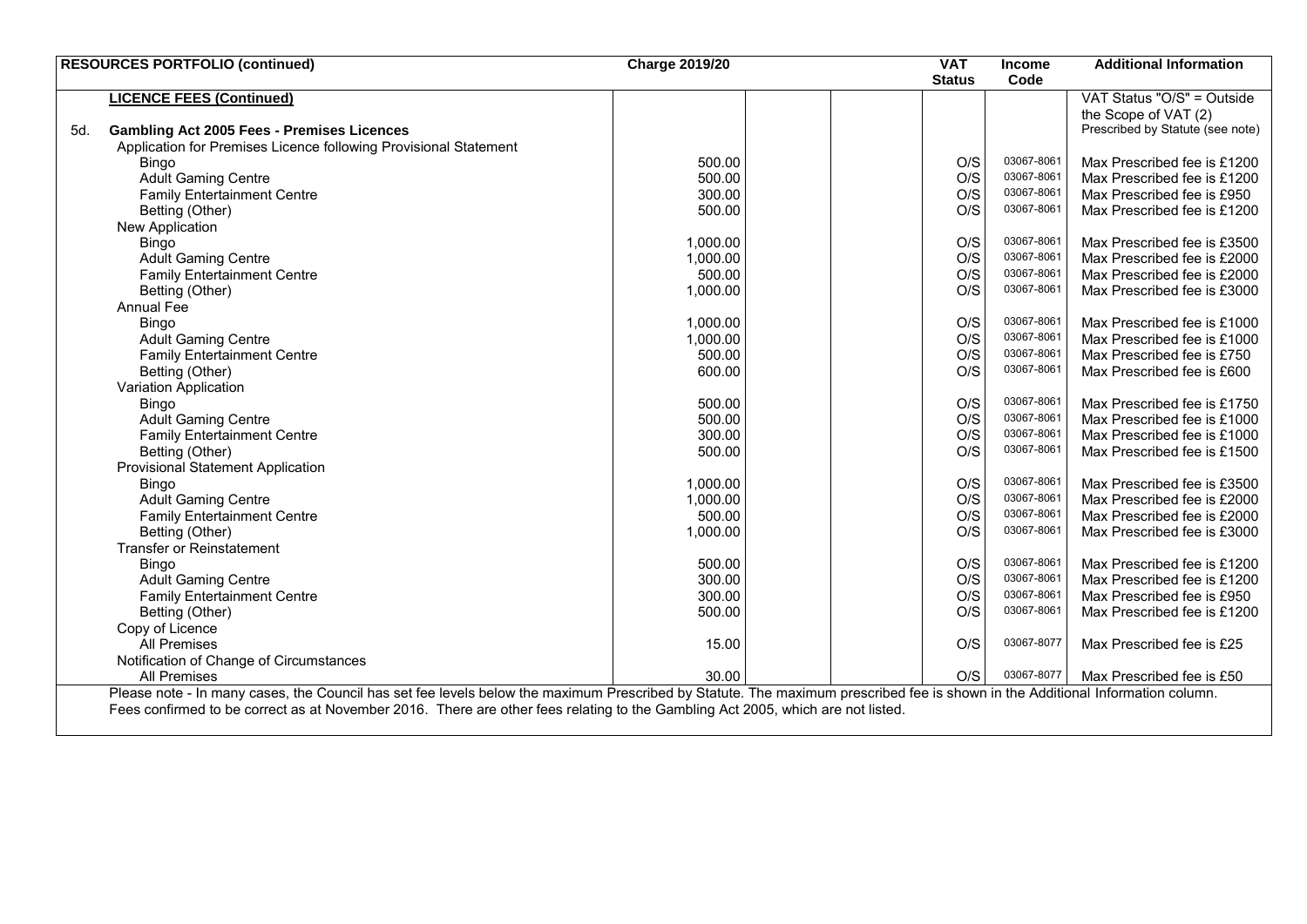| RESOURCES PORTFOLIO (continued) | Charge 2019/20 | | | VAT Status | Income Code | Additional Information |
|---|---|---|---|---|---|---|
| **LICENCE FEES (Continued)** | | | | | | VAT Status "O/S" = Outside the Scope of VAT (2) |
| 5d. **Gambling Act 2005 Fees - Premises Licences** | | | | | | Prescribed by Statute (see note) |
| Application for Premises Licence following Provisional Statement | | | | | | |
| Bingo | 500.00 | | | O/S | 03067-8061 | Max Prescribed fee is £1200 |
| Adult Gaming Centre | 500.00 | | | O/S | 03067-8061 | Max Prescribed fee is £1200 |
| Family Entertainment Centre | 300.00 | | | O/S | 03067-8061 | Max Prescribed fee is £950 |
| Betting (Other) | 500.00 | | | O/S | 03067-8061 | Max Prescribed fee is £1200 |
| New Application | | | | | | |
| Bingo | 1,000.00 | | | O/S | 03067-8061 | Max Prescribed fee is £3500 |
| Adult Gaming Centre | 1,000.00 | | | O/S | 03067-8061 | Max Prescribed fee is £2000 |
| Family Entertainment Centre | 500.00 | | | O/S | 03067-8061 | Max Prescribed fee is £2000 |
| Betting (Other) | 1,000.00 | | | O/S | 03067-8061 | Max Prescribed fee is £3000 |
| Annual Fee | | | | | | |
| Bingo | 1,000.00 | | | O/S | 03067-8061 | Max Prescribed fee is £1000 |
| Adult Gaming Centre | 1,000.00 | | | O/S | 03067-8061 | Max Prescribed fee is £1000 |
| Family Entertainment Centre | 500.00 | | | O/S | 03067-8061 | Max Prescribed fee is £750 |
| Betting (Other) | 600.00 | | | O/S | 03067-8061 | Max Prescribed fee is £600 |
| Variation Application | | | | | | |
| Bingo | 500.00 | | | O/S | 03067-8061 | Max Prescribed fee is £1750 |
| Adult Gaming Centre | 500.00 | | | O/S | 03067-8061 | Max Prescribed fee is £1000 |
| Family Entertainment Centre | 300.00 | | | O/S | 03067-8061 | Max Prescribed fee is £1000 |
| Betting (Other) | 500.00 | | | O/S | 03067-8061 | Max Prescribed fee is £1500 |
| Provisional Statement Application | | | | | | |
| Bingo | 1,000.00 | | | O/S | 03067-8061 | Max Prescribed fee is £3500 |
| Adult Gaming Centre | 1,000.00 | | | O/S | 03067-8061 | Max Prescribed fee is £2000 |
| Family Entertainment Centre | 500.00 | | | O/S | 03067-8061 | Max Prescribed fee is £2000 |
| Betting (Other) | 1,000.00 | | | O/S | 03067-8061 | Max Prescribed fee is £3000 |
| Transfer or Reinstatement | | | | | | |
| Bingo | 500.00 | | | O/S | 03067-8061 | Max Prescribed fee is £1200 |
| Adult Gaming Centre | 300.00 | | | O/S | 03067-8061 | Max Prescribed fee is £1200 |
| Family Entertainment Centre | 300.00 | | | O/S | 03067-8061 | Max Prescribed fee is £950 |
| Betting (Other) | 500.00 | | | O/S | 03067-8061 | Max Prescribed fee is £1200 |
| Copy of Licence | | | | | | |
| All Premises | 15.00 | | | O/S | 03067-8077 | Max Prescribed fee is £25 |
| Notification of Change of Circumstances | | | | | | |
| All Premises | 30.00 | | | O/S | 03067-8077 | Max Prescribed fee is £50 |

Please note - In many cases, the Council has set fee levels below the maximum Prescribed by Statute. The maximum prescribed fee is shown in the Additional Information column.
Fees confirmed to be correct as at November 2016. There are other fees relating to the Gambling Act 2005, which are not listed.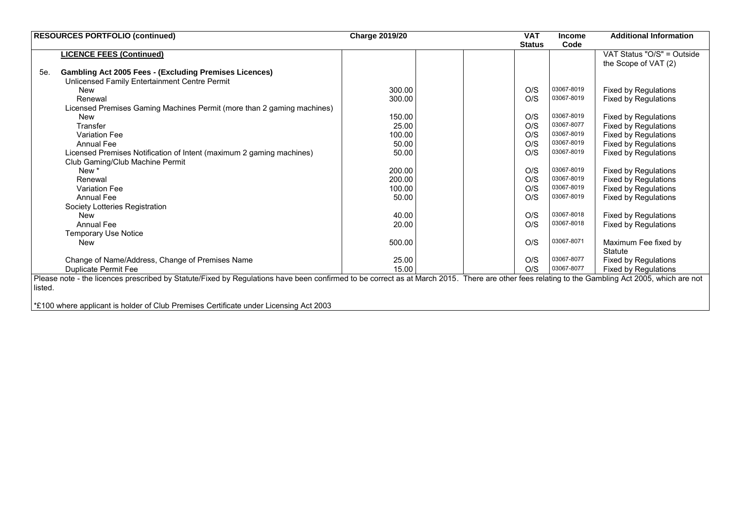| RESOURCES PORTFOLIO (continued) | Charge 2019/20 | | | VAT Status | Income Code | Additional Information |
|---|---|---|---|---|---|---|
| **LICENCE FEES (Continued)** | | | | | | VAT Status "O/S" = Outside the Scope of VAT (2) |
| 5e. **Gambling Act 2005 Fees - (Excluding Premises Licences)** | | | | | | |
| Unlicensed Family Entertainment Centre Permit | | | | | | |
| New | 300.00 | | | O/S | 03067-8019 | Fixed by Regulations |
| Renewal | 300.00 | | | O/S | 03067-8019 | Fixed by Regulations |
| Licensed Premises Gaming Machines Permit (more than 2 gaming machines) | | | | | | |
| New | 150.00 | | | O/S | 03067-8019 | Fixed by Regulations |
| Transfer | 25.00 | | | O/S | 03067-8077 | Fixed by Regulations |
| Variation Fee | 100.00 | | | O/S | 03067-8019 | Fixed by Regulations |
| Annual Fee | 50.00 | | | O/S | 03067-8019 | Fixed by Regulations |
| Licensed Premises Notification of Intent (maximum 2 gaming machines) | 50.00 | | | O/S | 03067-8019 | Fixed by Regulations |
| Club Gaming/Club Machine Permit | | | | | | |
| New * | 200.00 | | | O/S | 03067-8019 | Fixed by Regulations |
| Renewal | 200.00 | | | O/S | 03067-8019 | Fixed by Regulations |
| Variation Fee | 100.00 | | | O/S | 03067-8019 | Fixed by Regulations |
| Annual Fee | 50.00 | | | O/S | 03067-8019 | Fixed by Regulations |
| Society Lotteries Registration | | | | | | |
| New | 40.00 | | | O/S | 03067-8018 | Fixed by Regulations |
| Annual Fee | 20.00 | | | O/S | 03067-8018 | Fixed by Regulations |
| Temporary Use Notice | | | | | | |
| New | 500.00 | | | O/S | 03067-8071 | Maximum Fee fixed by Statute |
| Change of Name/Address, Change of Premises Name | 25.00 | | | O/S | 03067-8077 | Fixed by Regulations |
| Duplicate Permit Fee | 15.00 | | | O/S | 03067-8077 | Fixed by Regulations |

Please note - the licences prescribed by Statute/Fixed by Regulations have been confirmed to be correct as at March 2015. There are other fees relating to the Gambling Act 2005, which are not listed.

*£100 where applicant is holder of Club Premises Certificate under Licensing Act 2003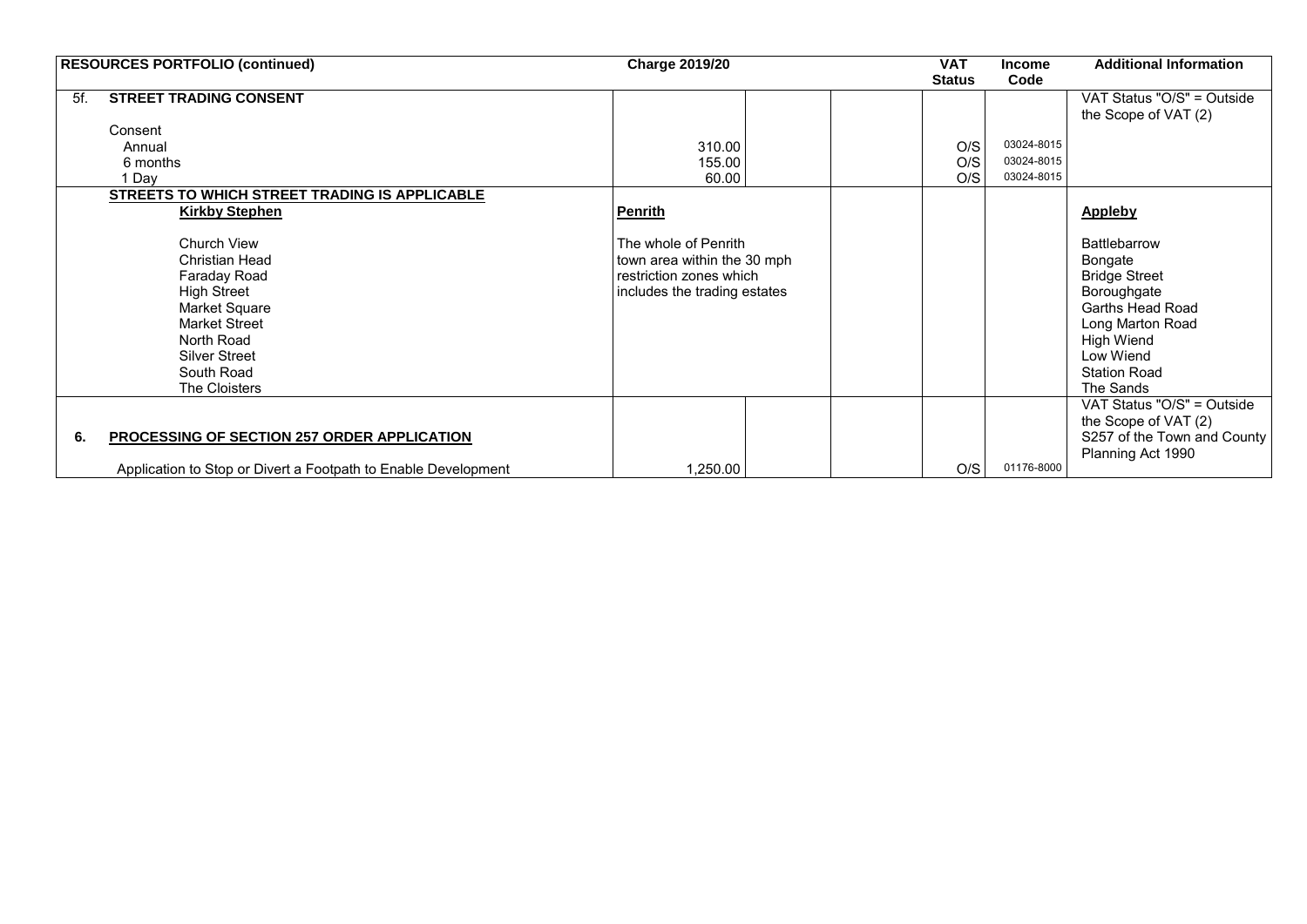| RESOURCES PORTFOLIO (continued) | Charge 2019/20 | | | VAT Status | Income Code | Additional Information |
|---|---|---|---|---|---|---|
| 5f. **STREET TRADING CONSENT** | | | | | | VAT Status "O/S" = Outside the Scope of VAT (2) |
| Consent | | | | | | |
| Annual | 310.00 | | | O/S | 03024-8015 | |
| 6 months | 155.00 | | | O/S | 03024-8015 | |
| 1 Day | 60.00 | | | O/S | 03024-8015 | |
| **STREETS TO WHICH STREET TRADING IS APPLICABLE** | | | | | | |
| **Kirkby Stephen** | **Penrith** | | | | | **Appleby** |
| Church View | The whole of Penrith | | | | | Battlebarrow |
| Christian Head | town area within the 30 mph | | | | | Bongate |
| Faraday Road | restriction zones which | | | | | Bridge Street |
| High Street | includes the trading estates | | | | | Boroughgate |
| Market Square | | | | | | Garths Head Road |
| Market Street | | | | | | Long Marton Road |
| North Road | | | | | | High Wiend |
| Silver Street | | | | | | Low Wiend |
| South Road | | | | | | Station Road |
| The Cloisters | | | | | | The Sands |
| 6. **PROCESSING OF SECTION 257 ORDER APPLICATION** | | | | | | VAT Status "O/S" = Outside the Scope of VAT (2) S257 of the Town and County Planning Act 1990 |
| Application to Stop or Divert a Footpath to Enable Development | 1,250.00 | | | O/S | 01176-8000 | |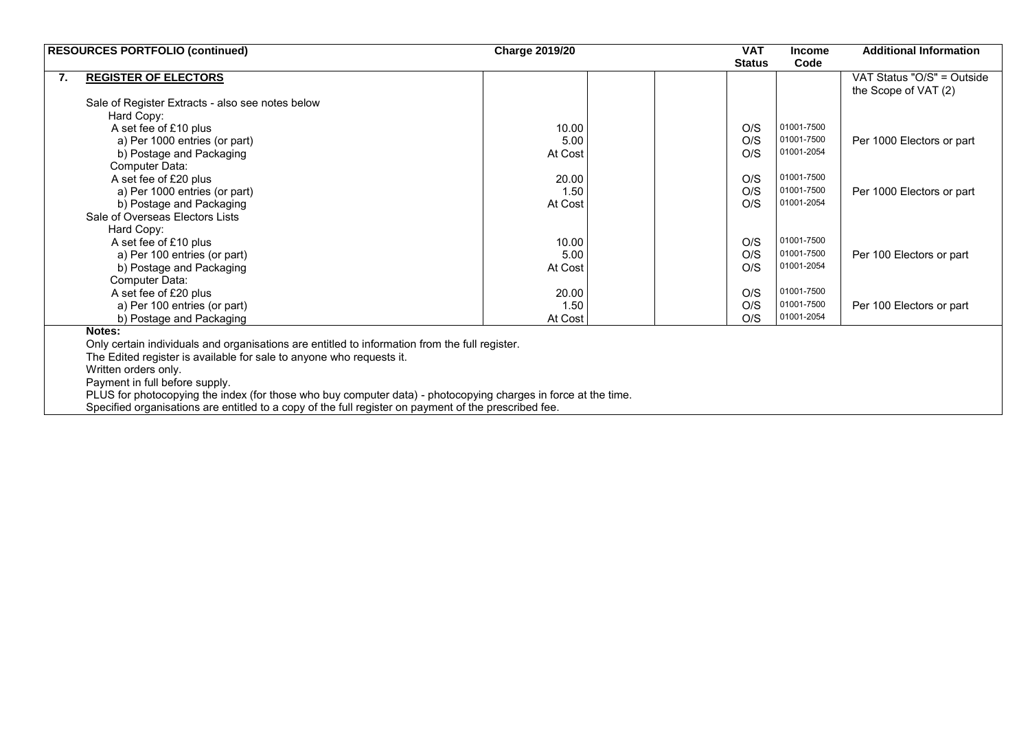| RESOURCES PORTFOLIO (continued) | Charge 2019/20 | | | VAT Status | Income Code | Additional Information |
|---|---|---|---|---|---|---|
| **7. REGISTER OF ELECTORS** | | | | | | VAT Status "O/S" = Outside the Scope of VAT (2) |
| Sale of Register Extracts - also see notes below | | | | | | |
| Hard Copy: | | | | | | |
| A set fee of £10 plus | 10.00 | | | O/S | 01001-7500 | |
| a) Per 1000 entries (or part) | 5.00 | | | O/S | 01001-7500 | Per 1000 Electors or part |
| b) Postage and Packaging | At Cost | | | O/S | 01001-2054 | |
| Computer Data: | | | | | | |
| A set fee of £20 plus | 20.00 | | | O/S | 01001-7500 | |
| a) Per 1000 entries (or part) | 1.50 | | | O/S | 01001-7500 | Per 1000 Electors or part |
| b) Postage and Packaging | At Cost | | | O/S | 01001-2054 | |
| Sale of Overseas Electors Lists | | | | | | |
| Hard Copy: | | | | | | |
| A set fee of £10 plus | 10.00 | | | O/S | 01001-7500 | |
| a) Per 100 entries (or part) | 5.00 | | | O/S | 01001-7500 | Per 100 Electors or part |
| b) Postage and Packaging | At Cost | | | O/S | 01001-2054 | |
| Computer Data: | | | | | | |
| A set fee of £20 plus | 20.00 | | | O/S | 01001-7500 | |
| a) Per 100 entries (or part) | 1.50 | | | O/S | 01001-7500 | Per 100 Electors or part |
| b) Postage and Packaging | At Cost | | | O/S | 01001-2054 | |

**Notes:**

Only certain individuals and organisations are entitled to information from the full register.
The Edited register is available for sale to anyone who requests it.
Written orders only.
Payment in full before supply.
PLUS for photocopying the index (for those who buy computer data) - photocopying charges in force at the time.
Specified organisations are entitled to a copy of the full register on payment of the prescribed fee.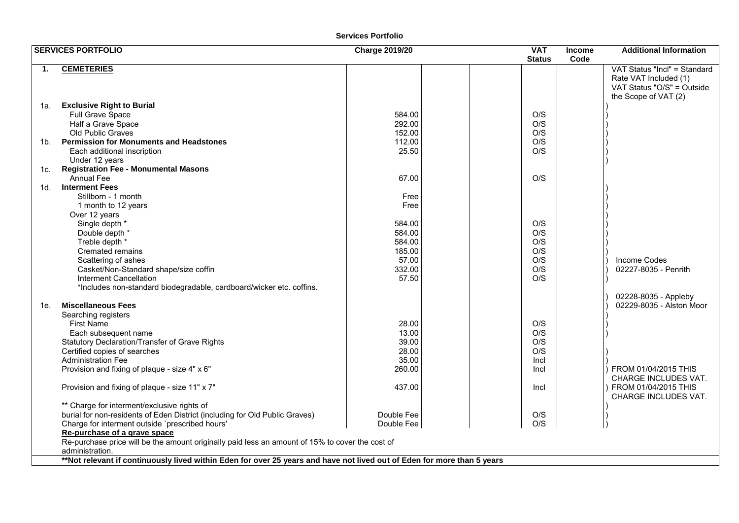**Services Portfolio**

| | SERVICES PORTFOLIO | Charge 2019/20 | | | VAT Status | Income Code | Additional Information |
|---|---|---|---|---|---|---|---|
| **1.** | **CEMETERIES** | | | | | | VAT Status "Incl" = Standard Rate VAT Included (1) VAT Status "O/S" = Outside the Scope of VAT (2) |
| 1a. | **Exclusive Right to Burial** | | | | | | ) |
| | Full Grave Space | 584.00 | | | O/S | | ) |
| | Half a Grave Space | 292.00 | | | O/S | | ) |
| | Old Public Graves | 152.00 | | | O/S | | ) |
| 1b. | **Permission for Monuments and Headstones** | 112.00 | | | O/S | | ) |
| | Each additional inscription | 25.50 | | | O/S | | ) |
| | Under 12 years | | | | | | ) |
| 1c. | **Registration Fee - Monumental Masons** | | | | | | |
| | Annual Fee | 67.00 | | | O/S | | |
| 1d. | **Interment Fees** | | | | | | ) |
| | Stillborn - 1 month | Free | | | | | ) |
| | 1 month to 12 years | Free | | | | | ) |
| | Over 12 years | | | | | | ) |
| | Single depth * | 584.00 | | | O/S | | ) |
| | Double depth * | 584.00 | | | O/S | | ) |
| | Treble depth * | 584.00 | | | O/S | | ) |
| | Cremated remains | 185.00 | | | O/S | | ) |
| | Scattering of ashes | 57.00 | | | O/S | | ) Income Codes |
| | Casket/Non-Standard shape/size coffin | 332.00 | | | O/S | | ) 02227-8035 - Penrith |
| | Interment Cancellation | 57.50 | | | O/S | | ) |
| | *Includes non-standard biodegradable, cardboard/wicker etc. coffins. | | | | | | |
| | | | | | | | ) 02228-8035 - Appleby |
| 1e. | **Miscellaneous Fees** | | | | | | ) 02229-8035 - Alston Moor |
| | Searching registers | | | | | | ) |
| | First Name | 28.00 | | | O/S | | ) |
| | Each subsequent name | 13.00 | | | O/S | | ) |
| | Statutory Declaration/Transfer of Grave Rights | 39.00 | | | O/S | | |
| | Certified copies of searches | 28.00 | | | O/S | | ) |
| | Administration Fee | 35.00 | | | Incl | | ) |
| | Provision and fixing of plaque - size 4" x 6" | 260.00 | | | Incl | | ) FROM 01/04/2015 THIS CHARGE INCLUDES VAT. |
| | Provision and fixing of plaque - size 11" x 7" | 437.00 | | | Incl | | ) FROM 01/04/2015 THIS CHARGE INCLUDES VAT. |
| | ** Charge for interment/exclusive rights of | | | | | | ) |
| | burial for non-residents of Eden District (including for Old Public Graves) | Double Fee | | | O/S | | ) |
| | Charge for interment outside `prescribed hours' | Double Fee | | | O/S | | ) |
| | **Re-purchase of a grave space** | | | | | | |
| | Re-purchase price will be the amount originally paid less an amount of 15% to cover the cost of administration. | | | | | | |
| | **\*\*Not relevant if continuously lived within Eden for over 25 years and have not lived out of Eden for more than 5 years** | | | | | | |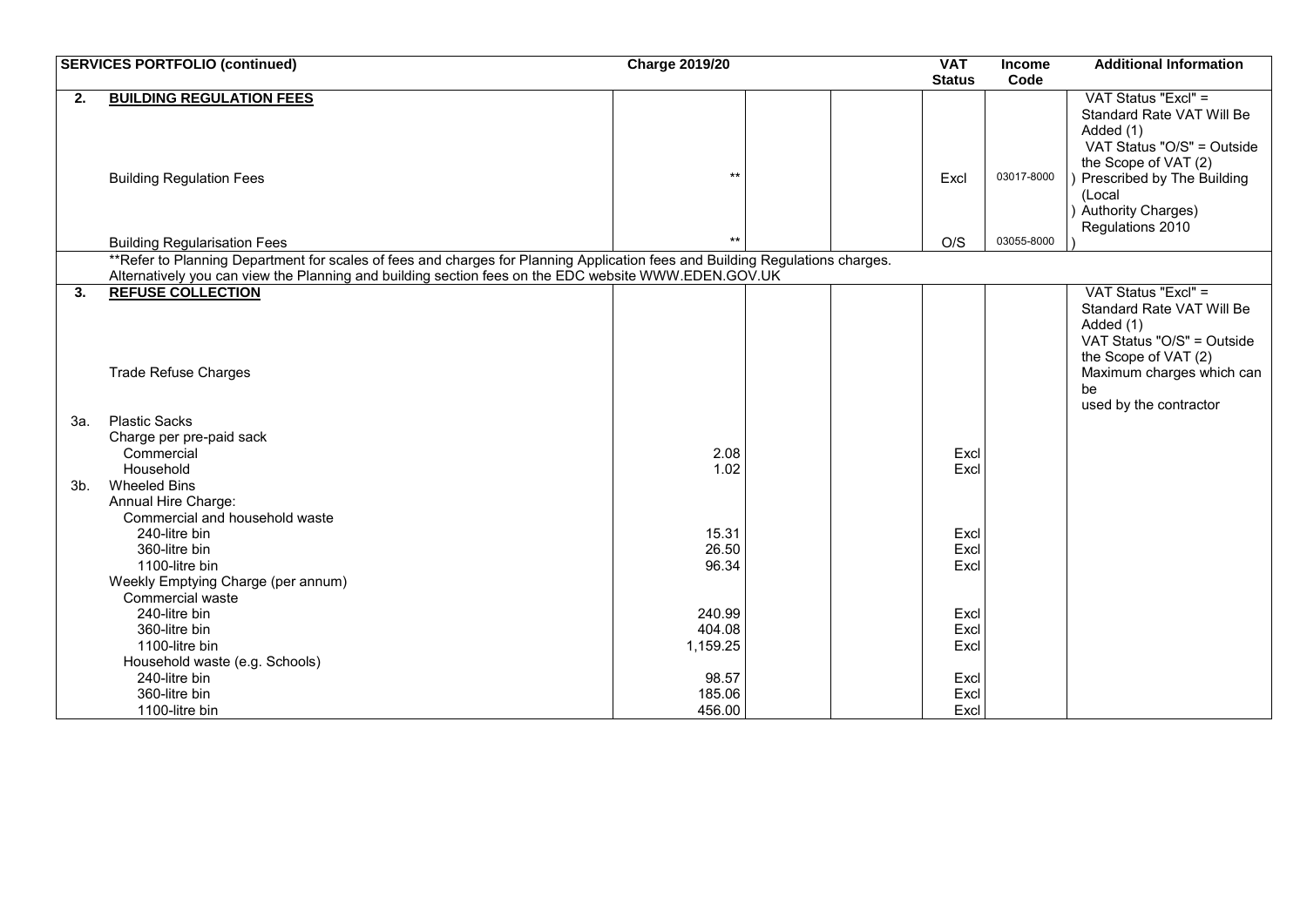| | SERVICES PORTFOLIO (continued) | Charge 2019/20 | | | VAT Status | Income Code | Additional Information |
|---|---|---|---|---|---|---|---|
| **2.** | **BUILDING REGULATION FEES** | | | | | | VAT Status "Excl" = Standard Rate VAT Will Be Added (1) VAT Status "O/S" = Outside the Scope of VAT (2) |
| | Building Regulation Fees | ** | | | Excl | 03017-8000 | ) Prescribed by The Building (Local ) Authority Charges) Regulations 2010 |
| | Building Regularisation Fees | ** | | | O/S | 03055-8000 | ) |
| | **Refer to Planning Department for scales of fees and charges for Planning Application fees and Building Regulations charges. Alternatively you can view the Planning and building section fees on the EDC website WWW.EDEN.GOV.UK | | | | | | |
| **3.** | **REFUSE COLLECTION** | | | | | | VAT Status "Excl" = Standard Rate VAT Will Be Added (1) VAT Status "O/S" = Outside the Scope of VAT (2) |
| | Trade Refuse Charges | | | | | | Maximum charges which can be used by the contractor |
| 3a. | Plastic Sacks | | | | | | |
| | Charge per pre-paid sack | | | | | | |
| | Commercial | 2.08 | | | Excl | | |
| | Household | 1.02 | | | Excl | | |
| 3b. | Wheeled Bins | | | | | | |
| | Annual Hire Charge: | | | | | | |
| | Commercial and household waste | | | | | | |
| | 240-litre bin | 15.31 | | | Excl | | |
| | 360-litre bin | 26.50 | | | Excl | | |
| | 1100-litre bin | 96.34 | | | Excl | | |
| | Weekly Emptying Charge (per annum) | | | | | | |
| | Commercial waste | | | | | | |
| | 240-litre bin | 240.99 | | | Excl | | |
| | 360-litre bin | 404.08 | | | Excl | | |
| | 1100-litre bin | 1,159.25 | | | Excl | | |
| | Household waste (e.g. Schools) | | | | | | |
| | 240-litre bin | 98.57 | | | Excl | | |
| | 360-litre bin | 185.06 | | | Excl | | |
| | 1100-litre bin | 456.00 | | | Excl | | |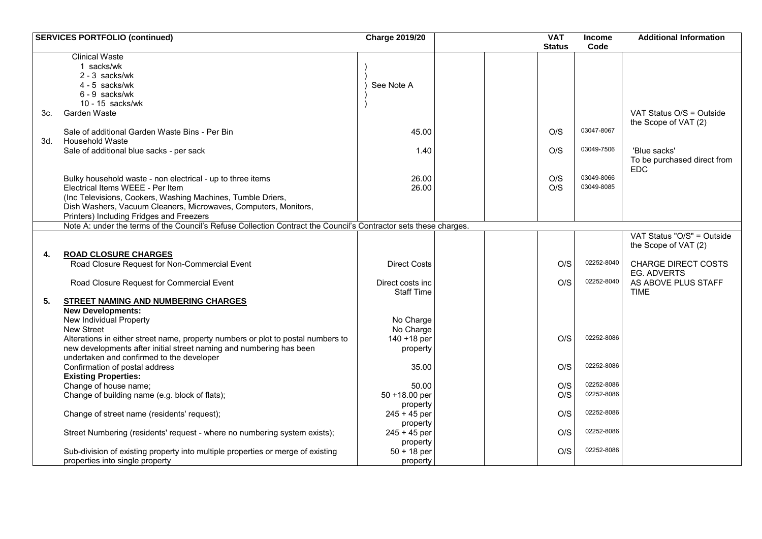| SERVICES PORTFOLIO (continued) | | Charge 2019/20 | | | VAT Status | Income Code | Additional Information |
|---|---|---|---|---|---|---|---|
| | Clinical Waste | | | | | | |
| | 1 sacks/wk | ) | | | | | |
| | 2 - 3 sacks/wk | ) | | | | | |
| | 4 - 5 sacks/wk | ) See Note A | | | | | |
| | 6 - 9 sacks/wk | ) | | | | | |
| | 10 - 15 sacks/wk | ) | | | | | |
| 3c. | Garden Waste | | | | | | VAT Status O/S = Outside the Scope of VAT (2) |
| | Sale of additional Garden Waste Bins - Per Bin | 45.00 | | | O/S | 03047-8067 | |
| 3d. | Household Waste | | | | | | |
| | Sale of additional blue sacks - per sack | 1.40 | | | O/S | 03049-7506 | 'Blue sacks' To be purchased direct from EDC |
| | Bulky household waste - non electrical - up to three items | 26.00 | | | O/S | 03049-8066 | |
| | Electrical Items WEEE - Per Item (Inc Televisions, Cookers, Washing Machines, Tumble Driers, Dish Washers, Vacuum Cleaners, Microwaves, Computers, Monitors, Printers) Including Fridges and Freezers | 26.00 | | | O/S | 03049-8085 | |
| | Note A: under the terms of the Council's Refuse Collection Contract the Council's Contractor sets these charges. | | | | | | |
| | | | | | | | VAT Status "O/S" = Outside the Scope of VAT (2) |
| **4.** | **ROAD CLOSURE CHARGES** | | | | | | |
| | Road Closure Request for Non-Commercial Event | Direct Costs | | | O/S | 02252-8040 | CHARGE DIRECT COSTS EG. ADVERTS |
| | Road Closure Request for Commercial Event | Direct costs inc Staff Time | | | O/S | 02252-8040 | AS ABOVE PLUS STAFF TIME |
| **5.** | **STREET NAMING AND NUMBERING CHARGES** | | | | | | |
| | **New Developments:** | | | | | | |
| | New Individual Property | No Charge | | | | | |
| | New Street | No Charge | | | | | |
| | Alterations in either street name, property numbers or plot to postal numbers to new developments after initial street naming and numbering has been undertaken and confirmed to the developer | 140 +18 per property | | | O/S | 02252-8086 | |
| | Confirmation of postal address | 35.00 | | | O/S | 02252-8086 | |
| | **Existing Properties:** | | | | | | |
| | Change of house name; | 50.00 | | | O/S | 02252-8086 | |
| | Change of building name (e.g. block of flats); | 50 +18.00 per property | | | O/S | 02252-8086 | |
| | Change of street name (residents' request); | 245 + 45 per property | | | O/S | 02252-8086 | |
| | Street Numbering (residents' request - where no numbering system exists); | 245 + 45 per property | | | O/S | 02252-8086 | |
| | Sub-division of existing property into multiple properties or merge of existing properties into single property | 50 + 18 per property | | | O/S | 02252-8086 | |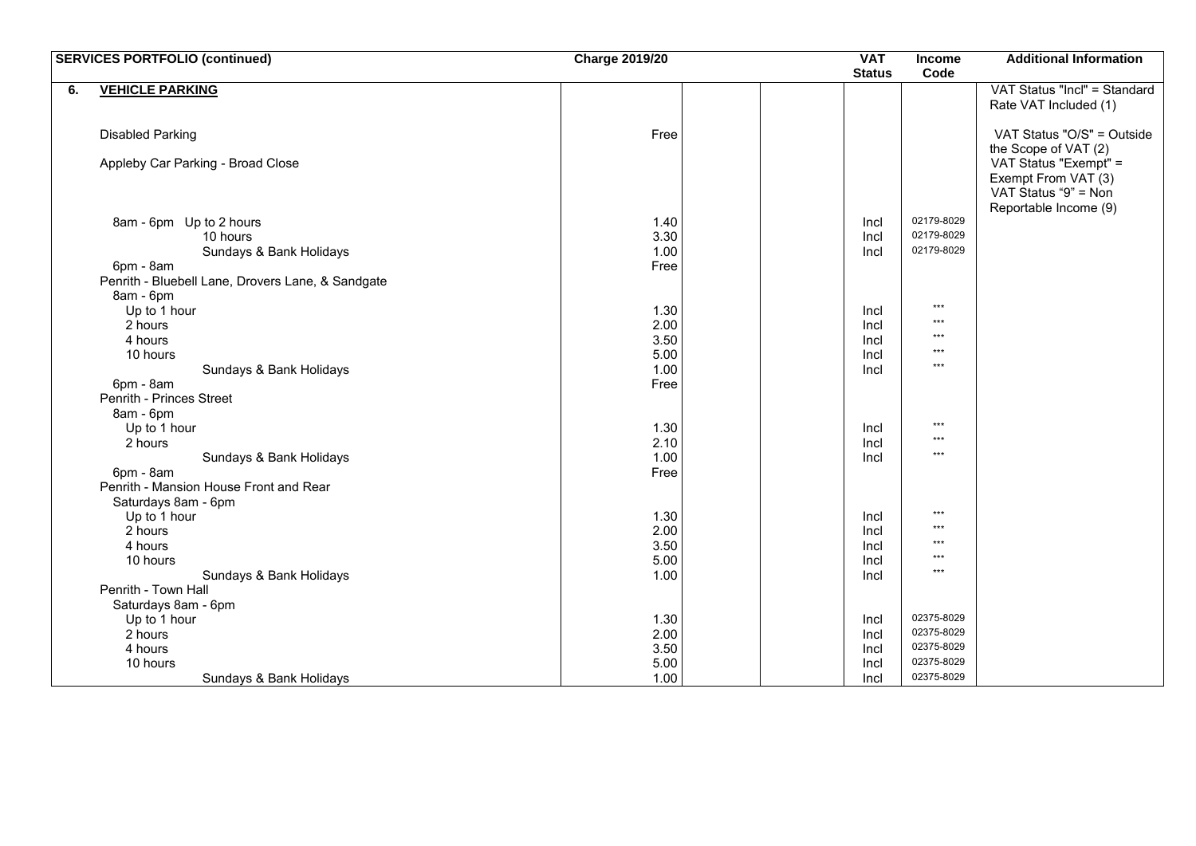| SERVICES PORTFOLIO (continued) | Charge 2019/20 | | | VAT Status | Income Code | Additional Information |
|---|---|---|---|---|---|---|
| **6. VEHICLE PARKING** | | | | | | VAT Status "Incl" = Standard Rate VAT Included (1) |
| Disabled Parking | Free | | | | | VAT Status "O/S" = Outside the Scope of VAT (2) |
| Appleby Car Parking - Broad Close | | | | | | VAT Status "Exempt" = Exempt From VAT (3) VAT Status "9" = Non Reportable Income (9) |
| 8am - 6pm Up to 2 hours | 1.40 | | | Incl | 02179-8029 | |
| 10 hours | 3.30 | | | Incl | 02179-8029 | |
| Sundays & Bank Holidays | 1.00 | | | Incl | 02179-8029 | |
| 6pm - 8am | Free | | | | | |
| Penrith - Bluebell Lane, Drovers Lane, & Sandgate | | | | | | |
| 8am - 6pm | | | | | | |
| Up to 1 hour | 1.30 | | | Incl | *** | |
| 2 hours | 2.00 | | | Incl | *** | |
| 4 hours | 3.50 | | | Incl | *** | |
| 10 hours | 5.00 | | | Incl | *** | |
| Sundays & Bank Holidays | 1.00 | | | Incl | *** | |
| 6pm - 8am | Free | | | | | |
| Penrith - Princes Street | | | | | | |
| 8am - 6pm | | | | | | |
| Up to 1 hour | 1.30 | | | Incl | *** | |
| 2 hours | 2.10 | | | Incl | *** | |
| Sundays & Bank Holidays | 1.00 | | | Incl | *** | |
| 6pm - 8am | Free | | | | | |
| Penrith - Mansion House Front and Rear | | | | | | |
| Saturdays 8am - 6pm | | | | | | |
| Up to 1 hour | 1.30 | | | Incl | *** | |
| 2 hours | 2.00 | | | Incl | *** | |
| 4 hours | 3.50 | | | Incl | *** | |
| 10 hours | 5.00 | | | Incl | *** | |
| Sundays & Bank Holidays | 1.00 | | | Incl | *** | |
| Penrith - Town Hall | | | | | | |
| Saturdays 8am - 6pm | | | | | | |
| Up to 1 hour | 1.30 | | | Incl | 02375-8029 | |
| 2 hours | 2.00 | | | Incl | 02375-8029 | |
| 4 hours | 3.50 | | | Incl | 02375-8029 | |
| 10 hours | 5.00 | | | Incl | 02375-8029 | |
| Sundays & Bank Holidays | 1.00 | | | Incl | 02375-8029 | |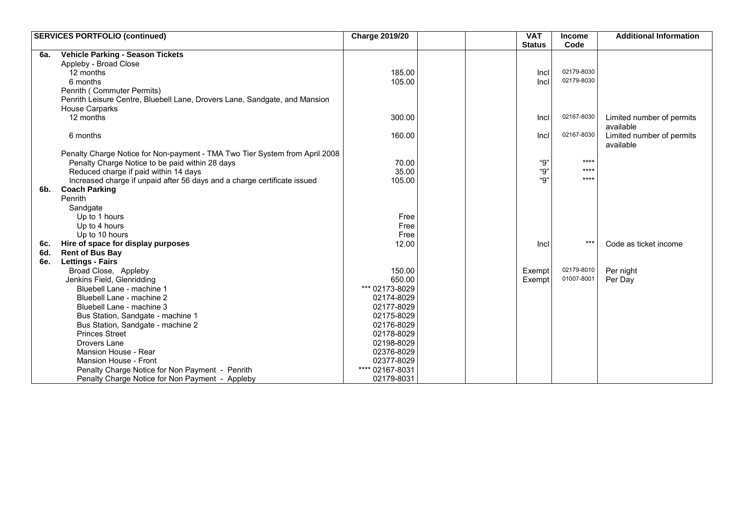| | SERVICES PORTFOLIO (continued) | Charge 2019/20 | | | VAT Status | Income Code | Additional Information |
|---|---|---|---|---|---|---|---|
| **6a.** | **Vehicle Parking - Season Tickets** | | | | | | |
| | Appleby - Broad Close | | | | | | |
| | 12 months | 185.00 | | | Incl | 02179-8030 | |
| | 6 months | 105.00 | | | Incl | 02179-8030 | |
| | Penrith ( Commuter Permits) | | | | | | |
| | Penrith Leisure Centre, Bluebell Lane, Drovers Lane, Sandgate, and Mansion House Carparks | | | | | | |
| | 12 months | 300.00 | | | Incl | 02167-8030 | Limited number of permits available |
| | 6 months | 160.00 | | | Incl | 02167-8030 | Limited number of permits available |
| | Penalty Charge Notice for Non-payment - TMA Two Tier System from April 2008 | | | | | | |
| | Penalty Charge Notice to be paid within 28 days | 70.00 | | | "9" | **** | |
| | Reduced charge if paid within 14 days | 35.00 | | | "9" | **** | |
| | Increased charge if unpaid after 56 days and a charge certificate issued | 105.00 | | | "9" | **** | |
| **6b.** | **Coach Parking** | | | | | | |
| | Penrith | | | | | | |
| | Sandgate | | | | | | |
| | Up to 1 hours | Free | | | | | |
| | Up to 4 hours | Free | | | | | |
| | Up to 10 hours | Free | | | | | |
| **6c.** | **Hire of space for display purposes** | 12.00 | | | Incl | *** | Code as ticket income |
| **6d.** | **Rent of Bus Bay** | | | | | | |
| **6e.** | **Lettings - Fairs** | | | | | | |
| | Broad Close, Appleby | 150.00 | | | Exempt | 02179-8010 | Per night |
| | Jenkins Field, Glenridding | 650.00 | | | Exempt | 01007-8001 | Per Day |
| | Bluebell Lane - machine 1 | *** 02173-8029 | | | | | |
| | Bluebell Lane - machine 2 | 02174-8029 | | | | | |
| | Bluebell Lane - machine 3 | 02177-8029 | | | | | |
| | Bus Station, Sandgate - machine 1 | 02175-8029 | | | | | |
| | Bus Station, Sandgate - machine 2 | 02176-8029 | | | | | |
| | Princes Street | 02178-8029 | | | | | |
| | Drovers Lane | 02198-8029 | | | | | |
| | Mansion House - Rear | 02376-8029 | | | | | |
| | Mansion House - Front | 02377-8029 | | | | | |
| | Penalty Charge Notice for Non Payment - Penrith | **** 02167-8031 | | | | | |
| | Penalty Charge Notice for Non Payment - Appleby | 02179-8031 | | | | | |